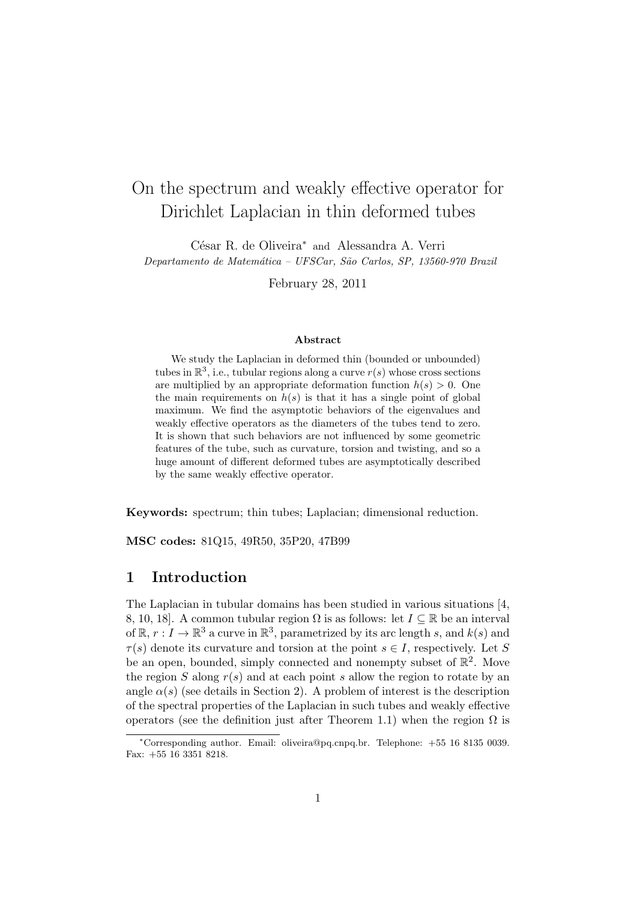# On the spectrum and weakly effective operator for Dirichlet Laplacian in thin deformed tubes

César R. de Oliveira* and Alessandra A. Verri

*Departamento de Matemática – UFSCar, São Carlos, SP, 13560-970 Brazil*

February 28, 2011

### Abstract

We study the Laplacian in deformed thin (bounded or unbounded) tubes in $\mathbb{R}^3$, i.e., tubular regions along a curve $r(s)$ whose cross sections are multiplied by an appropriate deformation function $h(s) > 0$. One the main requirements on $h(s)$ is that it has a single point of global maximum. We find the asymptotic behaviors of the eigenvalues and weakly effective operators as the diameters of the tubes tend to zero. It is shown that such behaviors are not influenced by some geometric features of the tube, such as curvature, torsion and twisting, and so a huge amount of different deformed tubes are asymptotically described by the same weakly effective operator.

**Keywords:** spectrum; thin tubes; Laplacian; dimensional reduction.

**MSC codes:** 81Q15, 49R50, 35P20, 47B99

## 1 Introduction

The Laplacian in tubular domains has been studied in various situations [4, 8, 10, 18]. A common tubular region $\Omega$ is as follows: let $I \subseteq \mathbb{R}$ be an interval of $\mathbb{R}$, $r : I \to \mathbb{R}^3$ a curve in $\mathbb{R}^3$, parametrized by its arc length $s$, and $k(s)$ and $\tau(s)$ denote its curvature and torsion at the point $s \in I$, respectively. Let $S$ be an open, bounded, simply connected and nonempty subset of $\mathbb{R}^2$. Move the region $S$ along $r(s)$ and at each point $s$ allow the region to rotate by an angle $\alpha(s)$ (see details in Section 2). A problem of interest is the description of the spectral properties of the Laplacian in such tubes and weakly effective operators (see the definition just after Theorem 1.1) when the region $\Omega$ is

*Corresponding author. Email: oliveira@pq.cnpq.br. Telephone: +55 16 8135 0039. Fax: +55 16 3351 8218.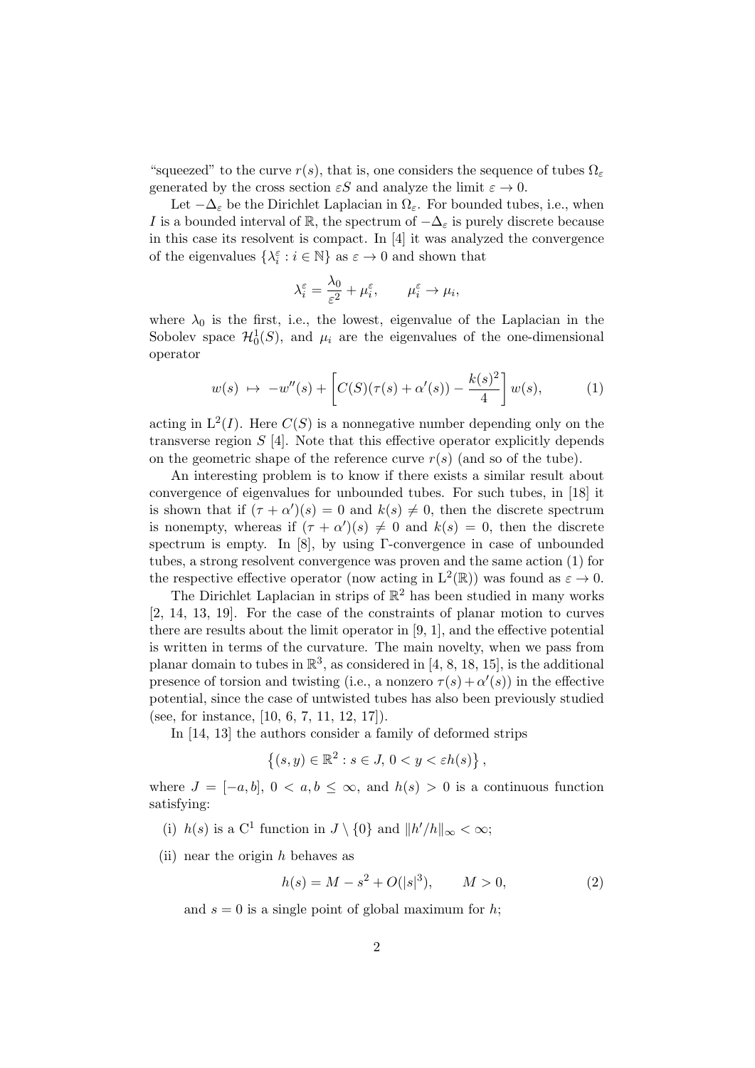"squeezed" to the curve $r(s)$, that is, one considers the sequence of tubes $\Omega_\varepsilon$ generated by the cross section $\varepsilon S$ and analyze the limit $\varepsilon \to 0$.

Let $-\Delta_\varepsilon$ be the Dirichlet Laplacian in $\Omega_\varepsilon$. For bounded tubes, i.e., when $I$ is a bounded interval of $\mathbb{R}$, the spectrum of $-\Delta_\varepsilon$ is purely discrete because in this case its resolvent is compact. In [4] it was analyzed the convergence of the eigenvalues $\{\lambda_i^\varepsilon : i \in \mathbb{N}\}$ as $\varepsilon \to 0$ and shown that

$$\lambda_i^\varepsilon = \frac{\lambda_0}{\varepsilon^2} + \mu_i^\varepsilon, \qquad \mu_i^\varepsilon \to \mu_i,$$

where $\lambda_0$ is the first, i.e., the lowest, eigenvalue of the Laplacian in the Sobolev space $\mathcal{H}_0^1(S)$, and $\mu_i$ are the eigenvalues of the one-dimensional operator

$$w(s) \;\mapsto\; -w''(s) + \left[C(S)(\tau(s) + \alpha'(s)) - \frac{k(s)^2}{4}\right] w(s), \tag{1}$$

acting in $\mathrm{L}^2(I)$. Here $C(S)$ is a nonnegative number depending only on the transverse region $S$ [4]. Note that this effective operator explicitly depends on the geometric shape of the reference curve $r(s)$ (and so of the tube).

An interesting problem is to know if there exists a similar result about convergence of eigenvalues for unbounded tubes. For such tubes, in [18] it is shown that if $(\tau + \alpha')(s) = 0$ and $k(s) \neq 0$, then the discrete spectrum is nonempty, whereas if $(\tau + \alpha')(s) \neq 0$ and $k(s) = 0$, then the discrete spectrum is empty. In [8], by using $\Gamma$-convergence in case of unbounded tubes, a strong resolvent convergence was proven and the same action (1) for the respective effective operator (now acting in $\mathrm{L}^2(\mathbb{R})$) was found as $\varepsilon \to 0$.

The Dirichlet Laplacian in strips of $\mathbb{R}^2$ has been studied in many works [2, 14, 13, 19]. For the case of the constraints of planar motion to curves there are results about the limit operator in [9, 1], and the effective potential is written in terms of the curvature. The main novelty, when we pass from planar domain to tubes in $\mathbb{R}^3$, as considered in [4, 8, 18, 15], is the additional presence of torsion and twisting (i.e., a nonzero $\tau(s) + \alpha'(s)$) in the effective potential, since the case of untwisted tubes has also been previously studied (see, for instance, [10, 6, 7, 11, 12, 17]).

In [14, 13] the authors consider a family of deformed strips

$$\left\{(s, y) \in \mathbb{R}^2 : s \in J,\, 0 < y < \varepsilon h(s)\right\},$$

where $J = [-a, b]$, $0 < a, b \leq \infty$, and $h(s) > 0$ is a continuous function satisfying:

(i) $h(s)$ is a $\mathrm{C}^1$ function in $J \setminus \{0\}$ and $\|h'/h\|_\infty < \infty$;

(ii) near the origin $h$ behaves as

$$h(s) = M - s^2 + O(|s|^3), \qquad M > 0, \tag{2}$$

and $s = 0$ is a single point of global maximum for $h$;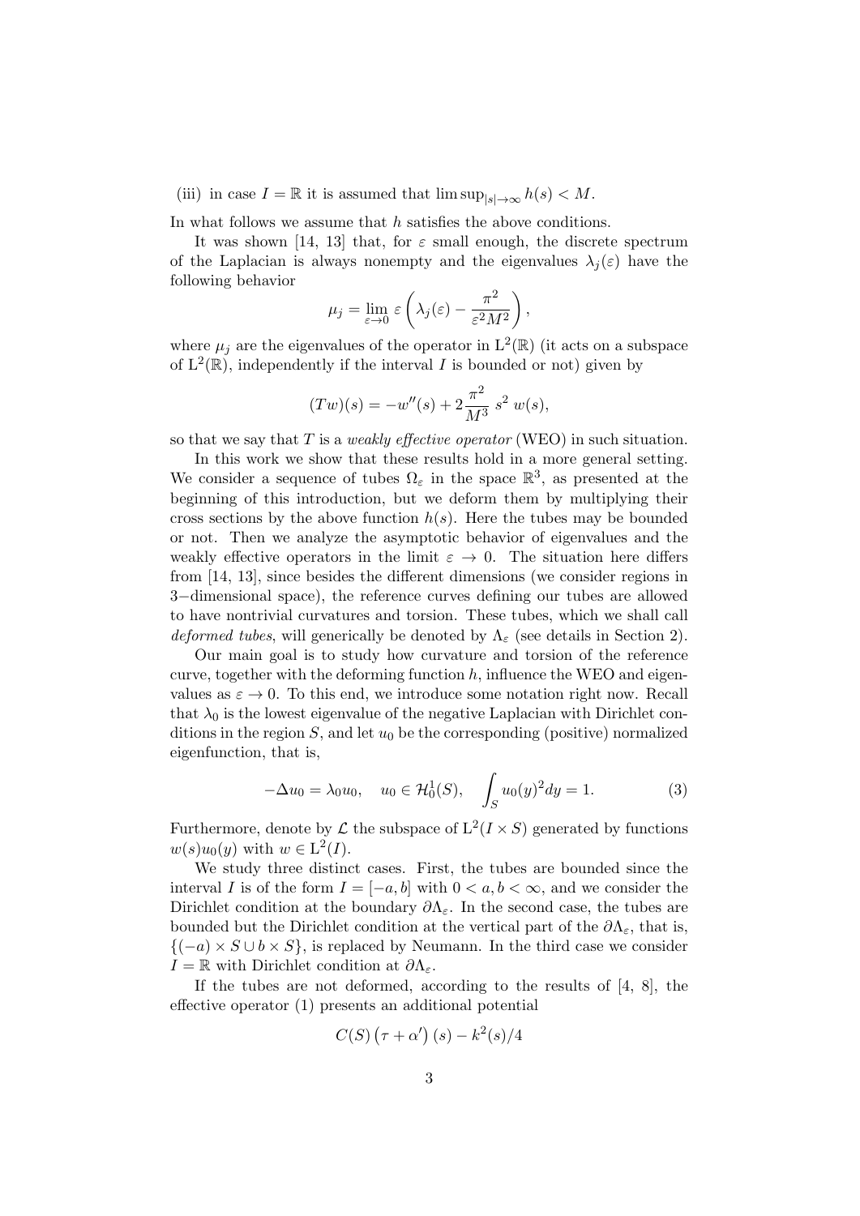(iii) in case $I = \mathbb{R}$ it is assumed that $\limsup_{|s|\to\infty} h(s) < M$.

In what follows we assume that $h$ satisfies the above conditions.

It was shown [14, 13] that, for $\varepsilon$ small enough, the discrete spectrum of the Laplacian is always nonempty and the eigenvalues $\lambda_j(\varepsilon)$ have the following behavior

$$\mu_j = \lim_{\varepsilon \to 0} \varepsilon \left( \lambda_j(\varepsilon) - \frac{\pi^2}{\varepsilon^2 M^2} \right),$$

where $\mu_j$ are the eigenvalues of the operator in $\mathrm{L}^2(\mathbb{R})$ (it acts on a subspace of $\mathrm{L}^2(\mathbb{R})$, independently if the interval $I$ is bounded or not) given by

$$(Tw)(s) = -w''(s) + 2\frac{\pi^2}{M^3}\, s^2\, w(s),$$

so that we say that $T$ is a *weakly effective operator* (WEO) in such situation.

In this work we show that these results hold in a more general setting. We consider a sequence of tubes $\Omega_\varepsilon$ in the space $\mathbb{R}^3$, as presented at the beginning of this introduction, but we deform them by multiplying their cross sections by the above function $h(s)$. Here the tubes may be bounded or not. Then we analyze the asymptotic behavior of eigenvalues and the weakly effective operators in the limit $\varepsilon \to 0$. The situation here differs from [14, 13], since besides the different dimensions (we consider regions in 3−dimensional space), the reference curves defining our tubes are allowed to have nontrivial curvatures and torsion. These tubes, which we shall call *deformed tubes*, will generically be denoted by $\Lambda_\varepsilon$ (see details in Section 2).

Our main goal is to study how curvature and torsion of the reference curve, together with the deforming function $h$, influence the WEO and eigenvalues as $\varepsilon \to 0$. To this end, we introduce some notation right now. Recall that $\lambda_0$ is the lowest eigenvalue of the negative Laplacian with Dirichlet conditions in the region $S$, and let $u_0$ be the corresponding (positive) normalized eigenfunction, that is,

$$-\Delta u_0 = \lambda_0 u_0, \quad u_0 \in \mathcal{H}_0^1(S), \quad \int_S u_0(y)^2 dy = 1. \tag{3}$$

Furthermore, denote by $\mathcal{L}$ the subspace of $\mathrm{L}^2(I \times S)$ generated by functions $w(s)u_0(y)$ with $w \in \mathrm{L}^2(I)$.

We study three distinct cases. First, the tubes are bounded since the interval $I$ is of the form $I = [-a, b]$ with $0 < a, b < \infty$, and we consider the Dirichlet condition at the boundary $\partial\Lambda_\varepsilon$. In the second case, the tubes are bounded but the Dirichlet condition at the vertical part of the $\partial\Lambda_\varepsilon$, that is, $\{(-a) \times S \cup b \times S\}$, is replaced by Neumann. In the third case we consider $I = \mathbb{R}$ with Dirichlet condition at $\partial\Lambda_\varepsilon$.

If the tubes are not deformed, according to the results of [4, 8], the effective operator (1) presents an additional potential

$$C(S)\left(\tau + \alpha'\right)(s) - k^2(s)/4$$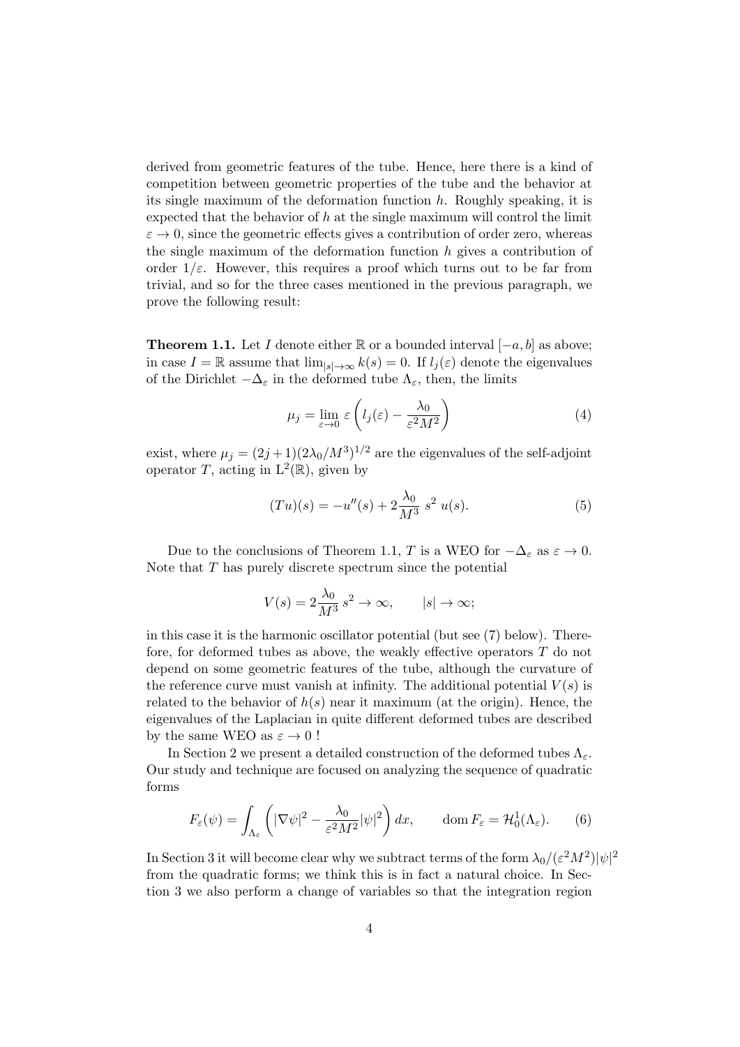derived from geometric features of the tube. Hence, here there is a kind of competition between geometric properties of the tube and the behavior at its single maximum of the deformation function $h$. Roughly speaking, it is expected that the behavior of $h$ at the single maximum will control the limit $\varepsilon \to 0$, since the geometric effects gives a contribution of order zero, whereas the single maximum of the deformation function $h$ gives a contribution of order $1/\varepsilon$. However, this requires a proof which turns out to be far from trivial, and so for the three cases mentioned in the previous paragraph, we prove the following result:

**Theorem 1.1.** Let $I$ denote either $\mathbb{R}$ or a bounded interval $[-a, b]$ as above; in case $I = \mathbb{R}$ assume that $\lim_{|s|\to\infty} k(s) = 0$. If $l_j(\varepsilon)$ denote the eigenvalues of the Dirichlet $-\Delta_\varepsilon$ in the deformed tube $\Lambda_\varepsilon$, then, the limits

$$\mu_j = \lim_{\varepsilon \to 0} \varepsilon \left( l_j(\varepsilon) - \frac{\lambda_0}{\varepsilon^2 M^2} \right) \tag{4}$$

exist, where $\mu_j = (2j+1)(2\lambda_0/M^3)^{1/2}$ are the eigenvalues of the self-adjoint operator $T$, acting in $\mathrm{L}^2(\mathbb{R})$, given by

$$(Tu)(s) = -u''(s) + 2\frac{\lambda_0}{M^3}\, s^2\, u(s). \tag{5}$$

Due to the conclusions of Theorem 1.1, $T$ is a WEO for $-\Delta_\varepsilon$ as $\varepsilon \to 0$. Note that $T$ has purely discrete spectrum since the potential

$$V(s) = 2\frac{\lambda_0}{M^3}\, s^2 \to \infty, \qquad |s| \to \infty;$$

in this case it is the harmonic oscillator potential (but see (7) below). Therefore, for deformed tubes as above, the weakly effective operators $T$ do not depend on some geometric features of the tube, although the curvature of the reference curve must vanish at infinity. The additional potential $V(s)$ is related to the behavior of $h(s)$ near it maximum (at the origin). Hence, the eigenvalues of the Laplacian in quite different deformed tubes are described by the same WEO as $\varepsilon \to 0$ !

In Section 2 we present a detailed construction of the deformed tubes $\Lambda_\varepsilon$. Our study and technique are focused on analyzing the sequence of quadratic forms

$$F_\varepsilon(\psi) = \int_{\Lambda_\varepsilon} \left( |\nabla\psi|^2 - \frac{\lambda_0}{\varepsilon^2 M^2}|\psi|^2 \right) dx, \qquad \operatorname{dom} F_\varepsilon = \mathcal{H}_0^1(\Lambda_\varepsilon). \tag{6}$$

In Section 3 it will become clear why we subtract terms of the form $\lambda_0/(\varepsilon^2 M^2)|\psi|^2$ from the quadratic forms; we think this is in fact a natural choice. In Section 3 we also perform a change of variables so that the integration region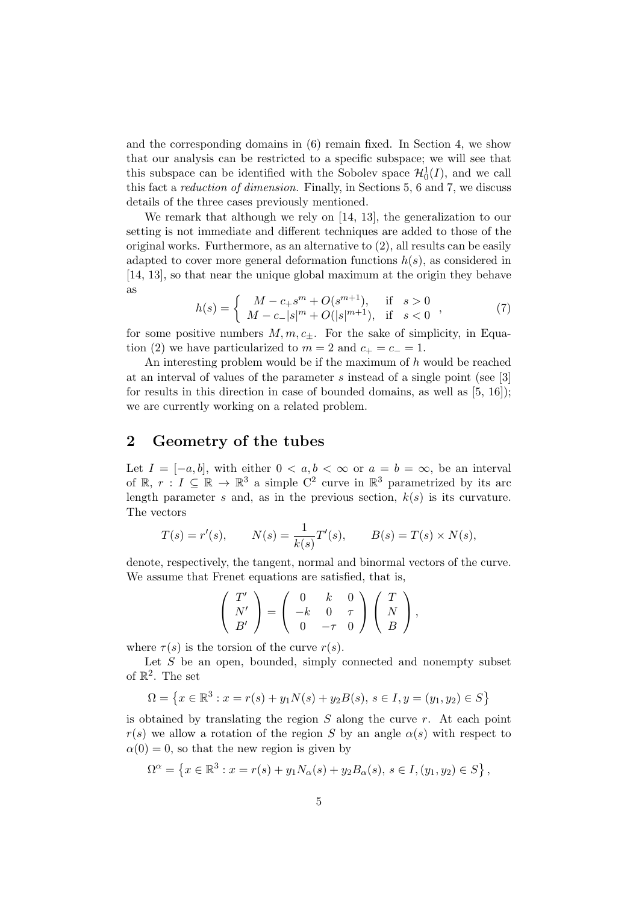and the corresponding domains in (6) remain fixed. In Section 4, we show that our analysis can be restricted to a specific subspace; we will see that this subspace can be identified with the Sobolev space $\mathcal{H}_0^1(I)$, and we call this fact a *reduction of dimension.* Finally, in Sections 5, 6 and 7, we discuss details of the three cases previously mentioned.

We remark that although we rely on [14, 13], the generalization to our setting is not immediate and different techniques are added to those of the original works. Furthermore, as an alternative to (2), all results can be easily adapted to cover more general deformation functions $h(s)$, as considered in [14, 13], so that near the unique global maximum at the origin they behave as

$$
h(s) = \left\{ \begin{array}{ll} M - c_+ s^m + O(s^{m+1}), & \text{if} \quad s > 0 \\ M - c_- |s|^m + O(|s|^{m+1}), & \text{if} \quad s < 0 \end{array} \right. , \tag{7}
$$

for some positive numbers $M, m, c_\pm$. For the sake of simplicity, in Equation (2) we have particularized to $m = 2$ and $c_+ = c_- = 1$.

An interesting problem would be if the maximum of $h$ would be reached at an interval of values of the parameter $s$ instead of a single point (see [3] for results in this direction in case of bounded domains, as well as [5, 16]); we are currently working on a related problem.

## 2 Geometry of the tubes

Let $I = [-a, b]$, with either $0 < a, b < \infty$ or $a = b = \infty$, be an interval of $\mathbb{R}$, $r : I \subseteq \mathbb{R} \to \mathbb{R}^3$ a simple $C^2$ curve in $\mathbb{R}^3$ parametrized by its arc length parameter $s$ and, as in the previous section, $k(s)$ is its curvature. The vectors

$$
T(s) = r'(s), \qquad N(s) = \frac{1}{k(s)} T'(s), \qquad B(s) = T(s) \times N(s),
$$

denote, respectively, the tangent, normal and binormal vectors of the curve. We assume that Frenet equations are satisfied, that is,

$$
\left( \begin{array}{c} T' \\ N' \\ B' \end{array} \right) = \left( \begin{array}{ccc} 0 & k & 0 \\ -k & 0 & \tau \\ 0 & -\tau & 0 \end{array} \right) \left( \begin{array}{c} T \\ N \\ B \end{array} \right),
$$

where $\tau(s)$ is the torsion of the curve $r(s)$.

Let $S$ be an open, bounded, simply connected and nonempty subset of $\mathbb{R}^2$. The set

$$
\Omega = \left\{ x \in \mathbb{R}^3 : x = r(s) + y_1 N(s) + y_2 B(s),\, s \in I, y = (y_1, y_2) \in S \right\}
$$

is obtained by translating the region $S$ along the curve $r$. At each point $r(s)$ we allow a rotation of the region $S$ by an angle $\alpha(s)$ with respect to $\alpha(0) = 0$, so that the new region is given by

$$
\Omega^\alpha = \left\{ x \in \mathbb{R}^3 : x = r(s) + y_1 N_\alpha(s) + y_2 B_\alpha(s),\, s \in I, (y_1, y_2) \in S \right\},
$$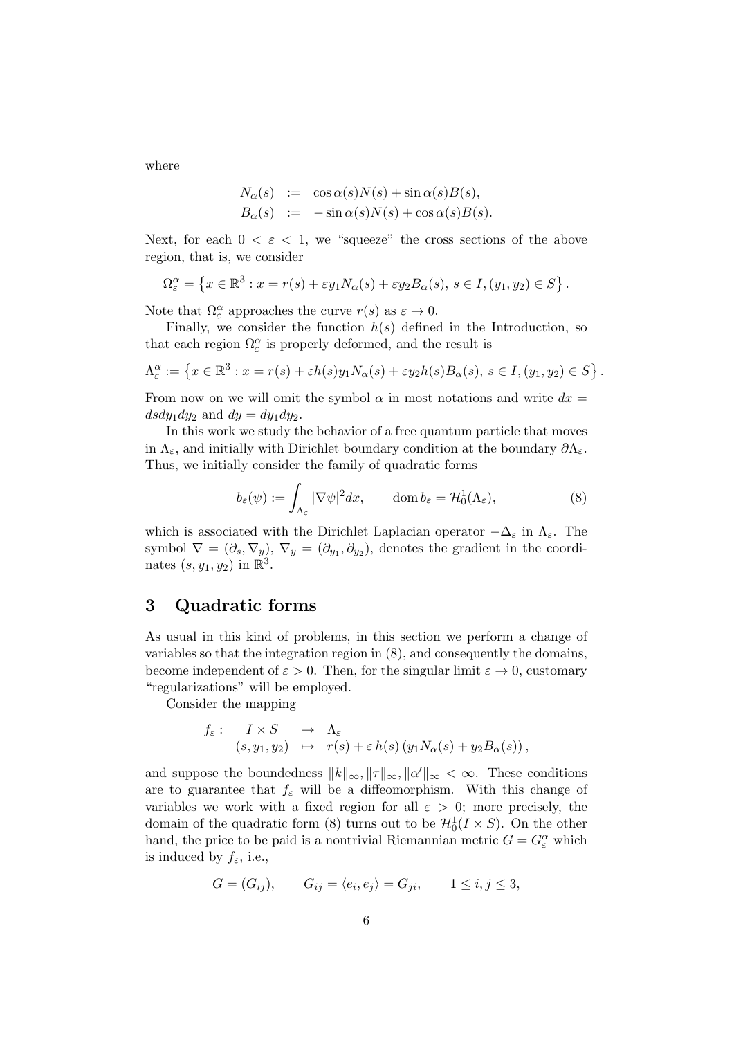where

$$
\begin{aligned}
N_\alpha(s) &:= \cos\alpha(s)N(s) + \sin\alpha(s)B(s), \\
B_\alpha(s) &:= -\sin\alpha(s)N(s) + \cos\alpha(s)B(s).
\end{aligned}
$$

Next, for each $0 < \varepsilon < 1$, we "squeeze" the cross sections of the above region, that is, we consider

$$
\Omega_\varepsilon^\alpha = \left\{ x \in \mathbb{R}^3 : x = r(s) + \varepsilon y_1 N_\alpha(s) + \varepsilon y_2 B_\alpha(s),\ s \in I, (y_1, y_2) \in S \right\}.
$$

Note that $\Omega_\varepsilon^\alpha$ approaches the curve $r(s)$ as $\varepsilon \to 0$.

Finally, we consider the function $h(s)$ defined in the Introduction, so that each region $\Omega_\varepsilon^\alpha$ is properly deformed, and the result is

$$
\Lambda_\varepsilon^\alpha := \left\{ x \in \mathbb{R}^3 : x = r(s) + \varepsilon h(s) y_1 N_\alpha(s) + \varepsilon y_2 h(s) B_\alpha(s),\ s \in I, (y_1, y_2) \in S \right\}.
$$

From now on we will omit the symbol $\alpha$ in most notations and write $dx = ds dy_1 dy_2$ and $dy = dy_1 dy_2$.

In this work we study the behavior of a free quantum particle that moves in $\Lambda_\varepsilon$, and initially with Dirichlet boundary condition at the boundary $\partial\Lambda_\varepsilon$. Thus, we initially consider the family of quadratic forms

$$
b_\varepsilon(\psi) := \int_{\Lambda_\varepsilon} |\nabla\psi|^2 dx, \qquad \operatorname{dom} b_\varepsilon = \mathcal{H}_0^1(\Lambda_\varepsilon), \tag{8}
$$

which is associated with the Dirichlet Laplacian operator $-\Delta_\varepsilon$ in $\Lambda_\varepsilon$. The symbol $\nabla = (\partial_s, \nabla_y)$, $\nabla_y = (\partial_{y_1}, \partial_{y_2})$, denotes the gradient in the coordinates $(s, y_1, y_2)$ in $\mathbb{R}^3$.

## 3 Quadratic forms

As usual in this kind of problems, in this section we perform a change of variables so that the integration region in (8), and consequently the domains, become independent of $\varepsilon > 0$. Then, for the singular limit $\varepsilon \to 0$, customary "regularizations" will be employed.

Consider the mapping

$$
\begin{array}{rccl}
f_\varepsilon : & I \times S & \to & \Lambda_\varepsilon \\
& (s, y_1, y_2) & \mapsto & r(s) + \varepsilon\, h(s) \left( y_1 N_\alpha(s) + y_2 B_\alpha(s) \right),
\end{array}
$$

and suppose the boundedness $\|k\|_\infty, \|\tau\|_\infty, \|\alpha'\|_\infty < \infty$. These conditions are to guarantee that $f_\varepsilon$ will be a diffeomorphism. With this change of variables we work with a fixed region for all $\varepsilon > 0$; more precisely, the domain of the quadratic form (8) turns out to be $\mathcal{H}_0^1(I \times S)$. On the other hand, the price to be paid is a nontrivial Riemannian metric $G = G_\varepsilon^\alpha$ which is induced by $f_\varepsilon$, i.e.,

$$
G = (G_{ij}), \qquad G_{ij} = \langle e_i, e_j \rangle = G_{ji}, \qquad 1 \le i, j \le 3,
$$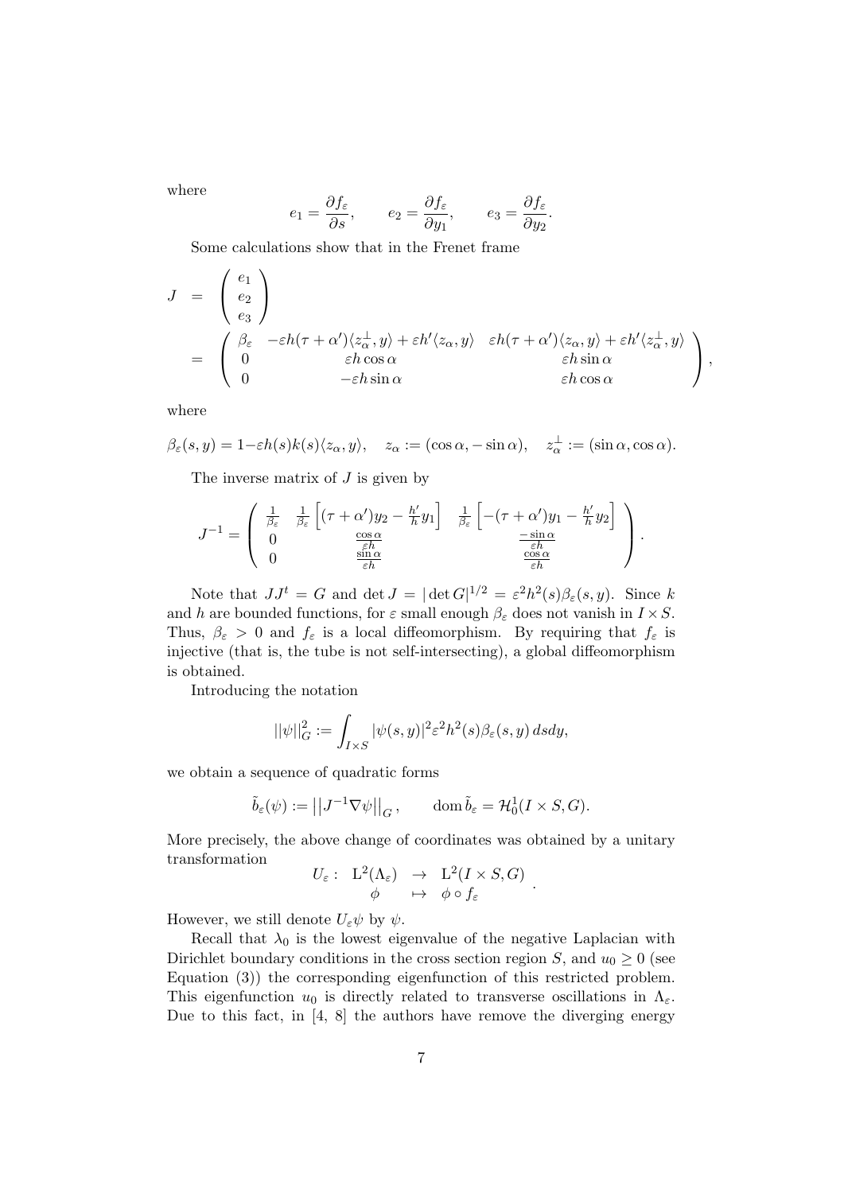where

$$e_1 = \frac{\partial f_\varepsilon}{\partial s}, \qquad e_2 = \frac{\partial f_\varepsilon}{\partial y_1}, \qquad e_3 = \frac{\partial f_\varepsilon}{\partial y_2}.$$

Some calculations show that in the Frenet frame

$$\begin{aligned} J &= \begin{pmatrix} e_1 \\ e_2 \\ e_3 \end{pmatrix} \\ &= \begin{pmatrix} \beta_\varepsilon & -\varepsilon h(\tau + \alpha')\langle z_\alpha^\perp, y\rangle + \varepsilon h'\langle z_\alpha, y\rangle & \varepsilon h(\tau + \alpha')\langle z_\alpha, y\rangle + \varepsilon h'\langle z_\alpha^\perp, y\rangle \\ 0 & \varepsilon h \cos\alpha & \varepsilon h \sin\alpha \\ 0 & -\varepsilon h \sin\alpha & \varepsilon h \cos\alpha \end{pmatrix}, \end{aligned}$$

where

$$\beta_\varepsilon(s,y) = 1 - \varepsilon h(s)k(s)\langle z_\alpha, y\rangle, \quad z_\alpha := (\cos\alpha, -\sin\alpha), \quad z_\alpha^\perp := (\sin\alpha, \cos\alpha).$$

The inverse matrix of $J$ is given by

$$J^{-1} = \begin{pmatrix} \frac{1}{\beta_\varepsilon} & \frac{1}{\beta_\varepsilon}\left[(\tau + \alpha')y_2 - \frac{h'}{h}y_1\right] & \frac{1}{\beta_\varepsilon}\left[-(\tau + \alpha')y_1 - \frac{h'}{h}y_2\right] \\ 0 & \frac{\cos\alpha}{\varepsilon h} & \frac{-\sin\alpha}{\varepsilon h} \\ 0 & \frac{\sin\alpha}{\varepsilon h} & \frac{\cos\alpha}{\varepsilon h} \end{pmatrix}.$$

Note that $JJ^t = G$ and $\det J = |\det G|^{1/2} = \varepsilon^2 h^2(s)\beta_\varepsilon(s,y)$. Since $k$ and $h$ are bounded functions, for $\varepsilon$ small enough $\beta_\varepsilon$ does not vanish in $I \times S$. Thus, $\beta_\varepsilon > 0$ and $f_\varepsilon$ is a local diffeomorphism. By requiring that $f_\varepsilon$ is injective (that is, the tube is not self-intersecting), a global diffeomorphism is obtained.

Introducing the notation

$$||\psi||_G^2 := \int_{I\times S} |\psi(s,y)|^2 \varepsilon^2 h^2(s)\beta_\varepsilon(s,y)\, ds dy,$$

we obtain a sequence of quadratic forms

$$\tilde{b}_\varepsilon(\psi) := \left|\left|J^{-1}\nabla\psi\right|\right|_G, \qquad \operatorname{dom} \tilde{b}_\varepsilon = \mathcal{H}_0^1(I \times S, G).$$

More precisely, the above change of coordinates was obtained by a unitary transformation

$$U_\varepsilon : \begin{array}{ccc} \mathrm{L}^2(\Lambda_\varepsilon) & \to & \mathrm{L}^2(I \times S, G) \\ \phi & \mapsto & \phi \circ f_\varepsilon \end{array}.$$

However, we still denote $U_\varepsilon\psi$ by $\psi$.

Recall that $\lambda_0$ is the lowest eigenvalue of the negative Laplacian with Dirichlet boundary conditions in the cross section region $S$, and $u_0 \geq 0$ (see Equation (3)) the corresponding eigenfunction of this restricted problem. This eigenfunction $u_0$ is directly related to transverse oscillations in $\Lambda_\varepsilon$. Due to this fact, in [4, 8] the authors have remove the diverging energy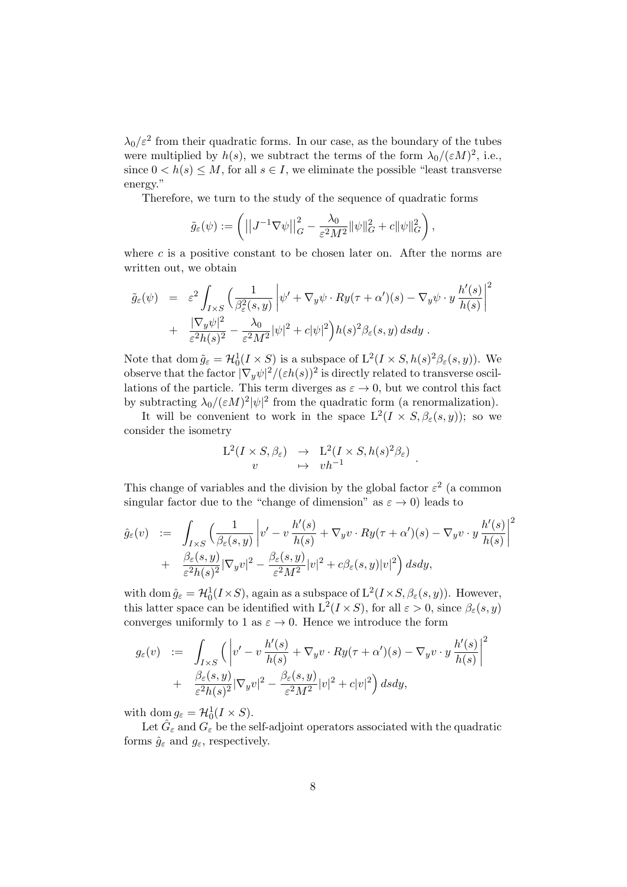$\lambda_0/\varepsilon^2$ from their quadratic forms. In our case, as the boundary of the tubes were multiplied by $h(s)$, we subtract the terms of the form $\lambda_0/(\varepsilon M)^2$, i.e., since $0 < h(s) \le M$, for all $s \in I$, we eliminate the possible "least transverse energy."

Therefore, we turn to the study of the sequence of quadratic forms

$$\tilde{g}_\varepsilon(\psi) := \left( \left|\left| J^{-1} \nabla \psi \right|\right|_G^2 - \frac{\lambda_0}{\varepsilon^2 M^2} \|\psi\|_G^2 + c\|\psi\|_G^2 \right),$$

where $c$ is a positive constant to be chosen later on. After the norms are written out, we obtain

$$\begin{aligned}
\tilde{g}_\varepsilon(\psi) &= \varepsilon^2 \int_{I\times S} \Big( \frac{1}{\beta_\varepsilon^2(s,y)} \left| \psi' + \nabla_y \psi \cdot Ry(\tau + \alpha')(s) - \nabla_y \psi \cdot y \, \frac{h'(s)}{h(s)} \right|^2 \\
&+ \frac{|\nabla_y \psi|^2}{\varepsilon^2 h(s)^2} - \frac{\lambda_0}{\varepsilon^2 M^2} |\psi|^2 + c|\psi|^2 \Big) h(s)^2 \beta_\varepsilon(s,y) \, ds dy \, .
\end{aligned}$$

Note that $\operatorname{dom} \tilde{g}_\varepsilon = \mathcal{H}_0^1(I \times S)$ is a subspace of $\mathrm{L}^2(I \times S, h(s)^2 \beta_\varepsilon(s,y))$. We observe that the factor $|\nabla_y \psi|^2/(\varepsilon h(s))^2$ is directly related to transverse oscillations of the particle. This term diverges as $\varepsilon \to 0$, but we control this fact by subtracting $\lambda_0/(\varepsilon M)^2 |\psi|^2$ from the quadratic form (a renormalization).

It will be convenient to work in the space $\mathrm{L}^2(I \times S, \beta_\varepsilon(s,y))$; so we consider the isometry

$$\begin{array}{ccc}
\mathrm{L}^2(I \times S, \beta_\varepsilon) & \to & \mathrm{L}^2(I \times S, h(s)^2 \beta_\varepsilon) \\
v & \mapsto & v h^{-1}
\end{array} .$$

This change of variables and the division by the global factor $\varepsilon^2$ (a common singular factor due to the "change of dimension" as $\varepsilon \to 0$) leads to

$$\begin{aligned}
\hat{g}_\varepsilon(v) &:= \int_{I\times S} \Big( \frac{1}{\beta_\varepsilon(s,y)} \left| v' - v \, \frac{h'(s)}{h(s)} + \nabla_y v \cdot Ry(\tau + \alpha')(s) - \nabla_y v \cdot y \, \frac{h'(s)}{h(s)} \right|^2 \\
&+ \frac{\beta_\varepsilon(s,y)}{\varepsilon^2 h(s)^2} |\nabla_y v|^2 - \frac{\beta_\varepsilon(s,y)}{\varepsilon^2 M^2} |v|^2 + c\beta_\varepsilon(s,y)|v|^2 \Big) \, ds dy,
\end{aligned}$$

with $\operatorname{dom} \hat{g}_\varepsilon = \mathcal{H}_0^1(I \times S)$, again as a subspace of $\mathrm{L}^2(I \times S, \beta_\varepsilon(s,y))$. However, this latter space can be identified with $\mathrm{L}^2(I \times S)$, for all $\varepsilon > 0$, since $\beta_\varepsilon(s,y)$ converges uniformly to 1 as $\varepsilon \to 0$. Hence we introduce the form

$$\begin{aligned}
g_\varepsilon(v) &:= \int_{I\times S} \Big( \left| v' - v \, \frac{h'(s)}{h(s)} + \nabla_y v \cdot Ry(\tau + \alpha')(s) - \nabla_y v \cdot y \, \frac{h'(s)}{h(s)} \right|^2 \\
&+ \frac{\beta_\varepsilon(s,y)}{\varepsilon^2 h(s)^2} |\nabla_y v|^2 - \frac{\beta_\varepsilon(s,y)}{\varepsilon^2 M^2} |v|^2 + c|v|^2 \Big) \, ds dy,
\end{aligned}$$

with $\operatorname{dom} g_\varepsilon = \mathcal{H}_0^1(I \times S)$.

Let $\hat{G}_\varepsilon$ and $G_\varepsilon$ be the self-adjoint operators associated with the quadratic forms $\hat{g}_\varepsilon$ and $g_\varepsilon$, respectively.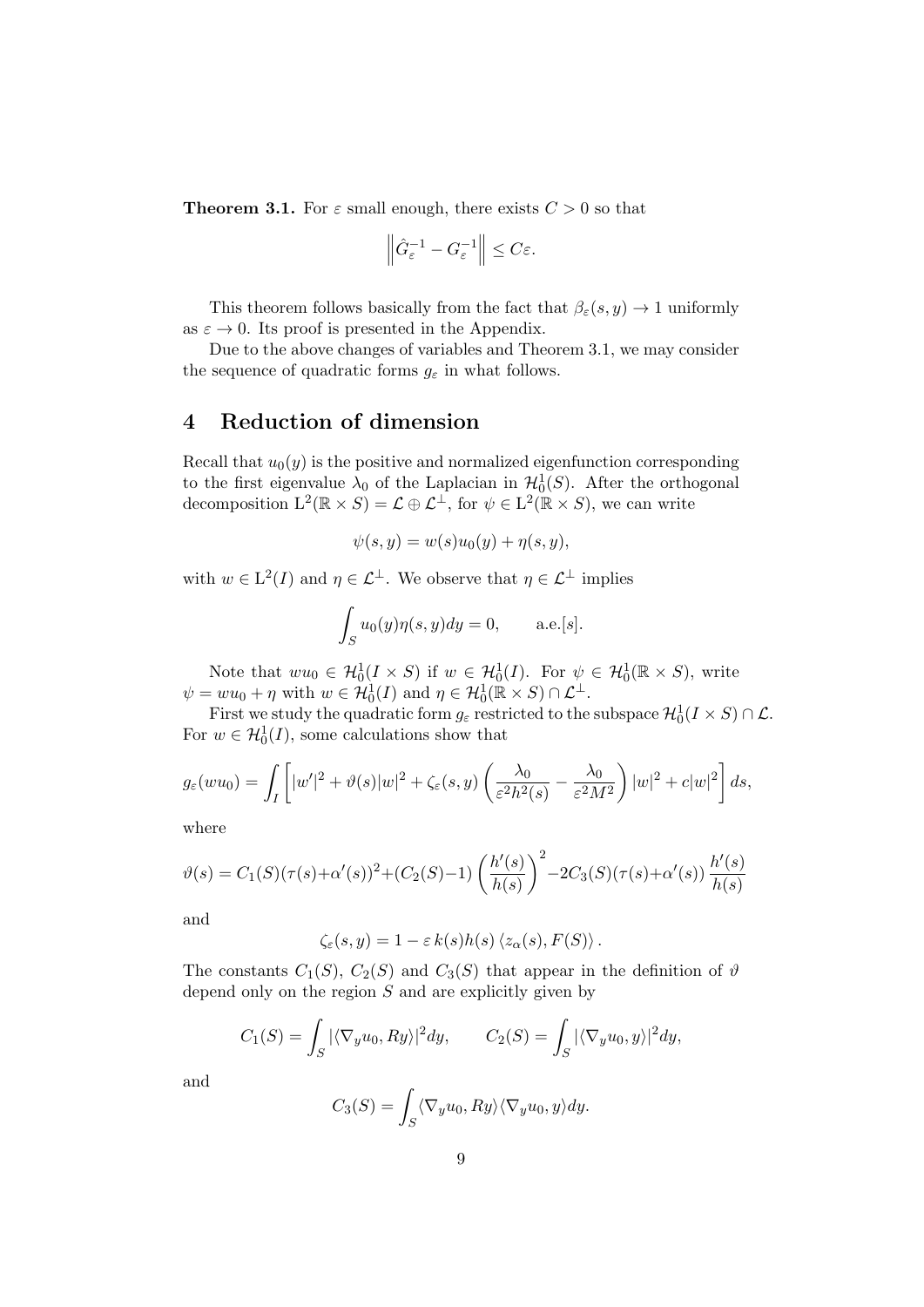**Theorem 3.1.** For $\varepsilon$ small enough, there exists $C > 0$ so that

$$\left\| \hat{G}_\varepsilon^{-1} - G_\varepsilon^{-1} \right\| \leq C\varepsilon.$$

This theorem follows basically from the fact that $\beta_\varepsilon(s, y) \to 1$ uniformly as $\varepsilon \to 0$. Its proof is presented in the Appendix.

Due to the above changes of variables and Theorem 3.1, we may consider the sequence of quadratic forms $g_\varepsilon$ in what follows.

# 4 Reduction of dimension

Recall that $u_0(y)$ is the positive and normalized eigenfunction corresponding to the first eigenvalue $\lambda_0$ of the Laplacian in $\mathcal{H}_0^1(S)$. After the orthogonal decomposition $\mathrm{L}^2(\mathbb{R} \times S) = \mathcal{L} \oplus \mathcal{L}^\perp$, for $\psi \in \mathrm{L}^2(\mathbb{R} \times S)$, we can write

$$\psi(s, y) = w(s)u_0(y) + \eta(s, y),$$

with $w \in \mathrm{L}^2(I)$ and $\eta \in \mathcal{L}^\perp$. We observe that $\eta \in \mathcal{L}^\perp$ implies

$$\int_S u_0(y)\eta(s, y)dy = 0, \qquad \text{a.e.}[s].$$

Note that $wu_0 \in \mathcal{H}_0^1(I \times S)$ if $w \in \mathcal{H}_0^1(I)$. For $\psi \in \mathcal{H}_0^1(\mathbb{R} \times S)$, write $\psi = wu_0 + \eta$ with $w \in \mathcal{H}_0^1(I)$ and $\eta \in \mathcal{H}_0^1(\mathbb{R} \times S) \cap \mathcal{L}^\perp$.

First we study the quadratic form $g_\varepsilon$ restricted to the subspace $\mathcal{H}_0^1(I \times S) \cap \mathcal{L}$. For $w \in \mathcal{H}_0^1(I)$, some calculations show that

$$g_\varepsilon(wu_0) = \int_I \left[ |w'|^2 + \vartheta(s)|w|^2 + \zeta_\varepsilon(s, y) \left( \frac{\lambda_0}{\varepsilon^2 h^2(s)} - \frac{\lambda_0}{\varepsilon^2 M^2} \right) |w|^2 + c|w|^2 \right] ds,$$

where

$$\vartheta(s) = C_1(S)(\tau(s)+\alpha'(s))^2 + (C_2(S)-1)\left(\frac{h'(s)}{h(s)}\right)^2 - 2C_3(S)(\tau(s)+\alpha'(s))\,\frac{h'(s)}{h(s)}$$

and

$$\zeta_\varepsilon(s, y) = 1 - \varepsilon\, k(s)h(s) \left\langle z_\alpha(s), F(S) \right\rangle.$$

The constants $C_1(S)$, $C_2(S)$ and $C_3(S)$ that appear in the definition of $\vartheta$ depend only on the region $S$ and are explicitly given by

$$C_1(S) = \int_S |\langle \nabla_y u_0, Ry \rangle|^2 dy, \qquad C_2(S) = \int_S |\langle \nabla_y u_0, y \rangle|^2 dy,$$

and

$$C_3(S) = \int_S \langle \nabla_y u_0, Ry \rangle \langle \nabla_y u_0, y \rangle dy.$$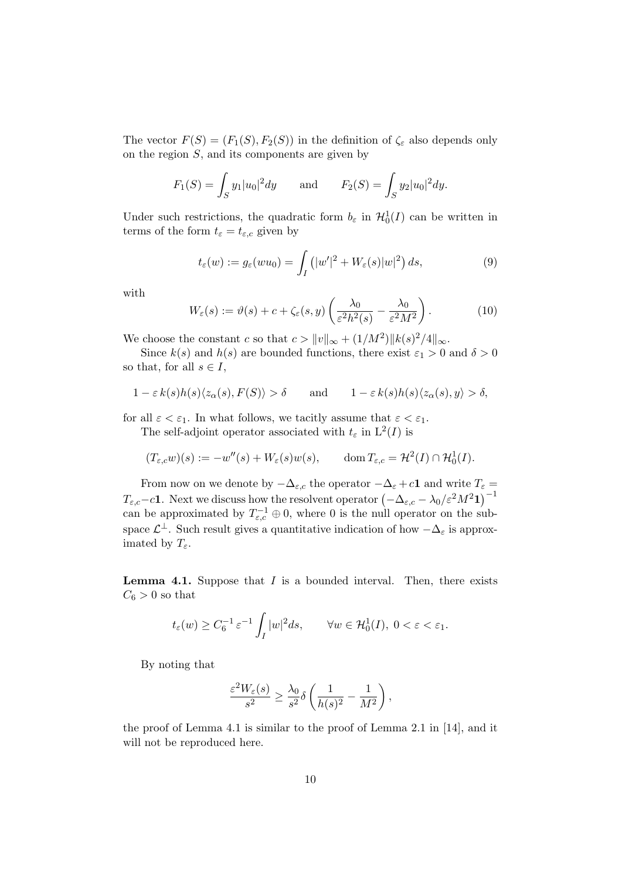The vector $F(S) = (F_1(S), F_2(S))$ in the definition of $\zeta_\varepsilon$ also depends only on the region $S$, and its components are given by

$$F_1(S) = \int_S y_1 |u_0|^2 dy \qquad \text{and} \qquad F_2(S) = \int_S y_2 |u_0|^2 dy.$$

Under such restrictions, the quadratic form $b_\varepsilon$ in $\mathcal{H}_0^1(I)$ can be written in terms of the form $t_\varepsilon = t_{\varepsilon,c}$ given by

$$t_\varepsilon(w) := g_\varepsilon(wu_0) = \int_I \left( |w'|^2 + W_\varepsilon(s)|w|^2 \right) ds, \tag{9}$$

with

$$W_\varepsilon(s) := \vartheta(s) + c + \zeta_\varepsilon(s,y) \left( \frac{\lambda_0}{\varepsilon^2 h^2(s)} - \frac{\lambda_0}{\varepsilon^2 M^2} \right). \tag{10}$$

We choose the constant $c$ so that $c > \|v\|_\infty + (1/M^2)\|k(s)^2/4\|_\infty$.

Since $k(s)$ and $h(s)$ are bounded functions, there exist $\varepsilon_1 > 0$ and $\delta > 0$ so that, for all $s \in I$,

$$1 - \varepsilon\, k(s) h(s) \langle z_\alpha(s), F(S) \rangle > \delta \qquad \text{and} \qquad 1 - \varepsilon\, k(s) h(s) \langle z_\alpha(s), y \rangle > \delta,$$

for all $\varepsilon < \varepsilon_1$. In what follows, we tacitly assume that $\varepsilon < \varepsilon_1$.

The self-adjoint operator associated with $t_\varepsilon$ in $\mathrm{L}^2(I)$ is

$$(T_{\varepsilon,c} w)(s) := -w''(s) + W_\varepsilon(s) w(s), \qquad \operatorname{dom} T_{\varepsilon,c} = \mathcal{H}^2(I) \cap \mathcal{H}_0^1(I).$$

From now on we denote by $-\Delta_{\varepsilon,c}$ the operator $-\Delta_\varepsilon + c\mathbf{1}$ and write $T_\varepsilon = T_{\varepsilon,c} - c\mathbf{1}$. Next we discuss how the resolvent operator $\left(-\Delta_{\varepsilon,c} - \lambda_0/\varepsilon^2 M^2 \mathbf{1}\right)^{-1}$ can be approximated by $T_{\varepsilon,c}^{-1} \oplus 0$, where $0$ is the null operator on the subspace $\mathcal{L}^\perp$. Such result gives a quantitative indication of how $-\Delta_\varepsilon$ is approximated by $T_\varepsilon$.

**Lemma 4.1.** Suppose that $I$ is a bounded interval. Then, there exists $C_6 > 0$ so that

$$t_\varepsilon(w) \geq C_6^{-1}\, \varepsilon^{-1} \int_I |w|^2 ds, \qquad \forall w \in \mathcal{H}_0^1(I),\ 0 < \varepsilon < \varepsilon_1.$$

By noting that

$$\frac{\varepsilon^2 W_\varepsilon(s)}{s^2} \geq \frac{\lambda_0}{s^2} \delta \left( \frac{1}{h(s)^2} - \frac{1}{M^2} \right),$$

the proof of Lemma 4.1 is similar to the proof of Lemma 2.1 in [14], and it will not be reproduced here.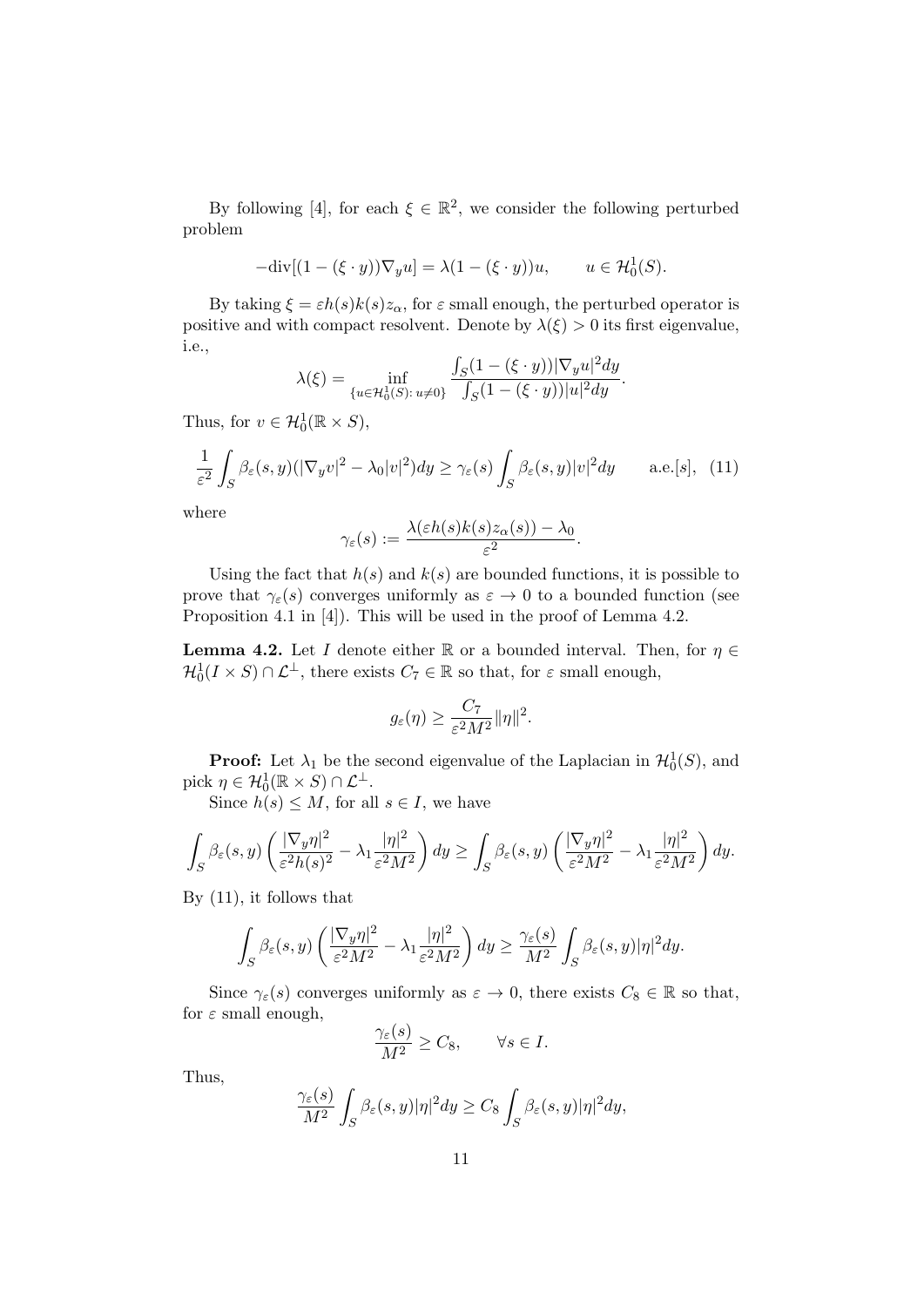By following [4], for each $\xi \in \mathbb{R}^2$, we consider the following perturbed problem

$$-\text{div}[(1 - (\xi \cdot y))\nabla_y u] = \lambda(1 - (\xi \cdot y))u, \qquad u \in \mathcal{H}_0^1(S).$$

By taking $\xi = \varepsilon h(s)k(s)z_\alpha$, for $\varepsilon$ small enough, the perturbed operator is positive and with compact resolvent. Denote by $\lambda(\xi) > 0$ its first eigenvalue, i.e.,

$$\lambda(\xi) = \inf_{\{u \in \mathcal{H}_0^1(S):\, u \neq 0\}} \frac{\int_S (1 - (\xi \cdot y))|\nabla_y u|^2 dy}{\int_S (1 - (\xi \cdot y))|u|^2 dy}.$$

Thus, for $v \in \mathcal{H}_0^1(\mathbb{R} \times S)$,

$$\frac{1}{\varepsilon^2} \int_S \beta_\varepsilon(s, y)(|\nabla_y v|^2 - \lambda_0 |v|^2) dy \geq \gamma_\varepsilon(s) \int_S \beta_\varepsilon(s, y)|v|^2 dy \qquad \text{a.e.}[s], \quad (11)$$

where

$$\gamma_\varepsilon(s) := \frac{\lambda(\varepsilon h(s)k(s)z_\alpha(s)) - \lambda_0}{\varepsilon^2}.$$

Using the fact that $h(s)$ and $k(s)$ are bounded functions, it is possible to prove that $\gamma_\varepsilon(s)$ converges uniformly as $\varepsilon \to 0$ to a bounded function (see Proposition 4.1 in [4]). This will be used in the proof of Lemma 4.2.

**Lemma 4.2.** Let $I$ denote either $\mathbb{R}$ or a bounded interval. Then, for $\eta \in \mathcal{H}_0^1(I \times S) \cap \mathcal{L}^\perp$, there exists $C_7 \in \mathbb{R}$ so that, for $\varepsilon$ small enough,

$$g_\varepsilon(\eta) \geq \frac{C_7}{\varepsilon^2 M^2} \|\eta\|^2.$$

**Proof:** Let $\lambda_1$ be the second eigenvalue of the Laplacian in $\mathcal{H}_0^1(S)$, and pick $\eta \in \mathcal{H}_0^1(\mathbb{R} \times S) \cap \mathcal{L}^\perp$.

Since $h(s) \leq M$, for all $s \in I$, we have

$$\int_S \beta_\varepsilon(s, y) \left( \frac{|\nabla_y \eta|^2}{\varepsilon^2 h(s)^2} - \lambda_1 \frac{|\eta|^2}{\varepsilon^2 M^2} \right) dy \geq \int_S \beta_\varepsilon(s, y) \left( \frac{|\nabla_y \eta|^2}{\varepsilon^2 M^2} - \lambda_1 \frac{|\eta|^2}{\varepsilon^2 M^2} \right) dy.$$

By (11), it follows that

$$\int_S \beta_\varepsilon(s, y) \left( \frac{|\nabla_y \eta|^2}{\varepsilon^2 M^2} - \lambda_1 \frac{|\eta|^2}{\varepsilon^2 M^2} \right) dy \geq \frac{\gamma_\varepsilon(s)}{M^2} \int_S \beta_\varepsilon(s, y)|\eta|^2 dy.$$

Since $\gamma_\varepsilon(s)$ converges uniformly as $\varepsilon \to 0$, there exists $C_8 \in \mathbb{R}$ so that, for $\varepsilon$ small enough,

$$\frac{\gamma_\varepsilon(s)}{M^2} \geq C_8, \qquad \forall s \in I.$$

Thus,

$$\frac{\gamma_\varepsilon(s)}{M^2} \int_S \beta_\varepsilon(s, y)|\eta|^2 dy \geq C_8 \int_S \beta_\varepsilon(s, y)|\eta|^2 dy,$$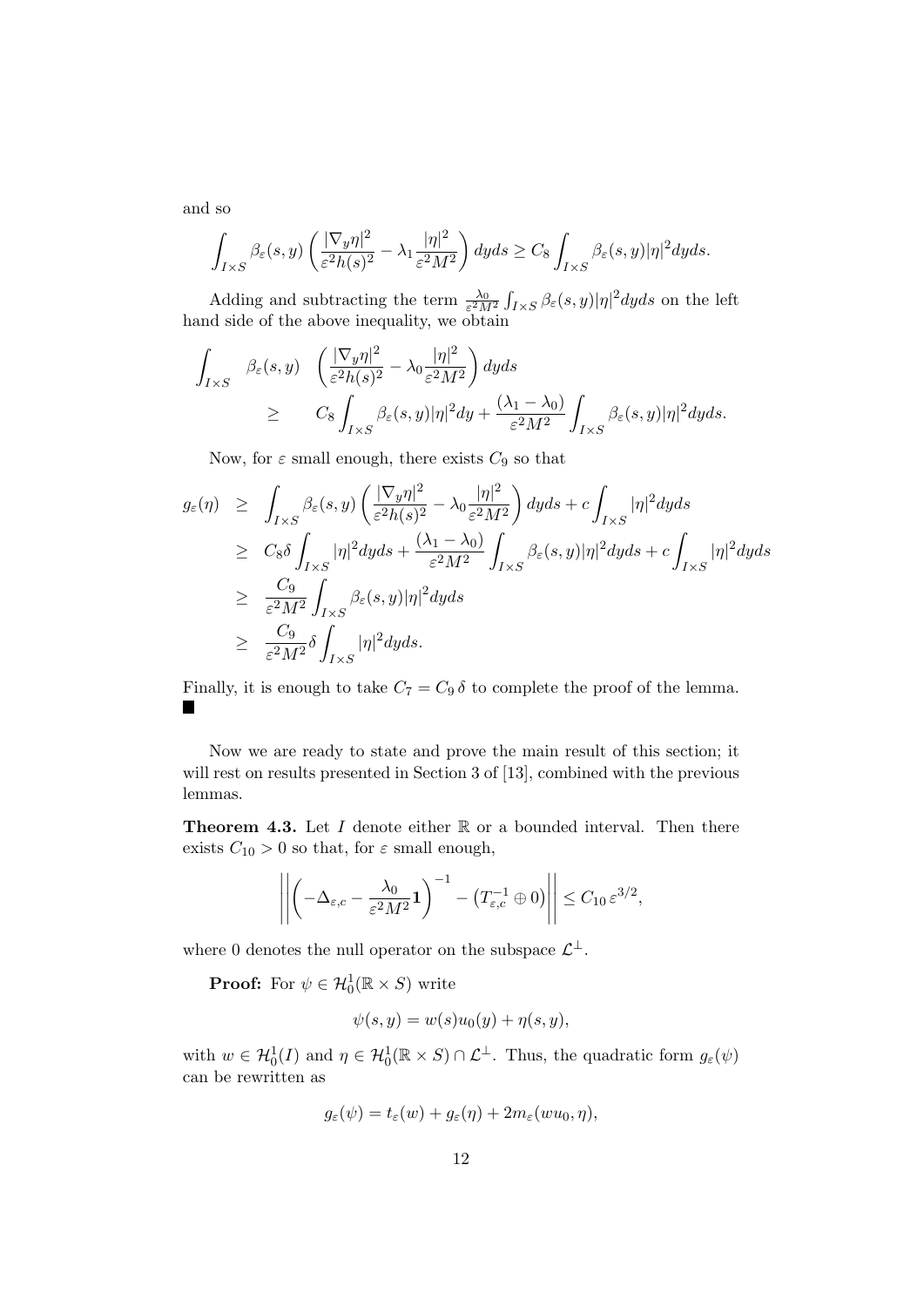and so

$$\int_{I\times S} \beta_\varepsilon(s,y) \left( \frac{|\nabla_y \eta|^2}{\varepsilon^2 h(s)^2} - \lambda_1 \frac{|\eta|^2}{\varepsilon^2 M^2} \right) dyds \geq C_8 \int_{I\times S} \beta_\varepsilon(s,y) |\eta|^2 dyds.$$

Adding and subtracting the term $\frac{\lambda_0}{\varepsilon^2 M^2} \int_{I\times S} \beta_\varepsilon(s,y)|\eta|^2 dyds$ on the left hand side of the above inequality, we obtain

$$\begin{aligned}
\int_{I\times S} \quad \beta_\varepsilon(s,y) & \quad \left( \frac{|\nabla_y \eta|^2}{\varepsilon^2 h(s)^2} - \lambda_0 \frac{|\eta|^2}{\varepsilon^2 M^2} \right) dyds \\
& \geq \quad C_8 \int_{I\times S} \beta_\varepsilon(s,y)|\eta|^2 dy + \frac{(\lambda_1 - \lambda_0)}{\varepsilon^2 M^2} \int_{I\times S} \beta_\varepsilon(s,y)|\eta|^2 dyds.
\end{aligned}$$

Now, for $\varepsilon$ small enough, there exists $C_9$ so that

$$\begin{aligned}
g_\varepsilon(\eta) & \geq \int_{I\times S} \beta_\varepsilon(s,y) \left( \frac{|\nabla_y \eta|^2}{\varepsilon^2 h(s)^2} - \lambda_0 \frac{|\eta|^2}{\varepsilon^2 M^2} \right) dyds + c \int_{I\times S} |\eta|^2 dyds \\
& \geq C_8 \delta \int_{I\times S} |\eta|^2 dyds + \frac{(\lambda_1 - \lambda_0)}{\varepsilon^2 M^2} \int_{I\times S} \beta_\varepsilon(s,y)|\eta|^2 dyds + c \int_{I\times S} |\eta|^2 dyds \\
& \geq \frac{C_9}{\varepsilon^2 M^2} \int_{I\times S} \beta_\varepsilon(s,y)|\eta|^2 dyds \\
& \geq \frac{C_9}{\varepsilon^2 M^2} \delta \int_{I\times S} |\eta|^2 dyds.
\end{aligned}$$

Finally, it is enough to take $C_7 = C_9\,\delta$ to complete the proof of the lemma. ■

Now we are ready to state and prove the main result of this section; it will rest on results presented in Section 3 of [13], combined with the previous lemmas.

**Theorem 4.3.** Let $I$ denote either $\mathbb{R}$ or a bounded interval. Then there exists $C_{10} > 0$ so that, for $\varepsilon$ small enough,

$$\left|\left| \left( -\Delta_{\varepsilon,c} - \frac{\lambda_0}{\varepsilon^2 M^2} \mathbf{1} \right)^{-1} - \left( T_{\varepsilon,c}^{-1} \oplus 0 \right) \right|\right| \leq C_{10}\,\varepsilon^{3/2},$$

where 0 denotes the null operator on the subspace $\mathcal{L}^\perp$.

**Proof:** For $\psi \in \mathcal{H}_0^1(\mathbb{R} \times S)$ write

$$\psi(s,y) = w(s)u_0(y) + \eta(s,y),$$

with $w \in \mathcal{H}_0^1(I)$ and $\eta \in \mathcal{H}_0^1(\mathbb{R} \times S) \cap \mathcal{L}^\perp$. Thus, the quadratic form $g_\varepsilon(\psi)$ can be rewritten as

$$g_\varepsilon(\psi) = t_\varepsilon(w) + g_\varepsilon(\eta) + 2m_\varepsilon(wu_0, \eta),$$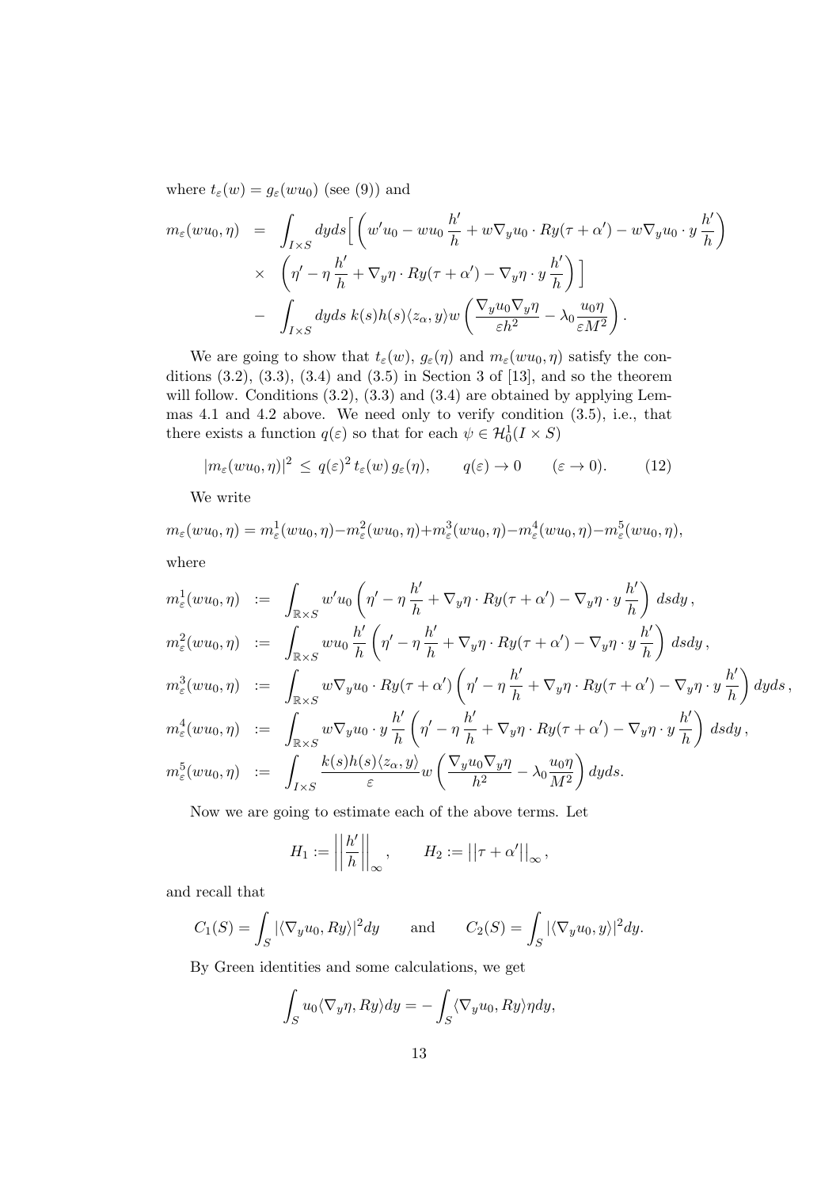where $t_\varepsilon(w) = g_\varepsilon(wu_0)$ (see (9)) and

$$
\begin{aligned}
m_\varepsilon(wu_0,\eta) &= \int_{I\times S} dyds\Big[\left(w'u_0 - wu_0\,\frac{h'}{h} + w\nabla_y u_0\cdot Ry(\tau+\alpha') - w\nabla_y u_0\cdot y\,\frac{h'}{h}\right)\\
&\times \left(\eta' - \eta\,\frac{h'}{h} + \nabla_y \eta\cdot Ry(\tau+\alpha') - \nabla_y\eta\cdot y\,\frac{h'}{h}\right)\Big]\\
&- \int_{I\times S} dyds\; k(s)h(s)\langle z_\alpha, y\rangle w\left(\frac{\nabla_y u_0 \nabla_y \eta}{\varepsilon h^2} - \lambda_0\frac{u_0\eta}{\varepsilon M^2}\right).
\end{aligned}
$$

We are going to show that $t_\varepsilon(w)$, $g_\varepsilon(\eta)$ and $m_\varepsilon(wu_0,\eta)$ satisfy the conditions (3.2), (3.3), (3.4) and (3.5) in Section 3 of [13], and so the theorem will follow. Conditions (3.2), (3.3) and (3.4) are obtained by applying Lemmas 4.1 and 4.2 above. We need only to verify condition (3.5), i.e., that there exists a function $q(\varepsilon)$ so that for each $\psi \in \mathcal{H}_0^1(I\times S)$

$$
|m_\varepsilon(wu_0,\eta)|^2 \;\le\; q(\varepsilon)^2\, t_\varepsilon(w)\, g_\varepsilon(\eta), \qquad q(\varepsilon)\to 0 \qquad (\varepsilon\to 0). \tag{12}
$$

We write

$$
m_\varepsilon(wu_0,\eta) = m^1_\varepsilon(wu_0,\eta) - m^2_\varepsilon(wu_0,\eta) + m^3_\varepsilon(wu_0,\eta) - m^4_\varepsilon(wu_0,\eta) - m^5_\varepsilon(wu_0,\eta),
$$

where

$$
\begin{aligned}
m^1_\varepsilon(wu_0,\eta) &:= \int_{\mathbb{R}\times S} w'u_0\left(\eta' - \eta\,\frac{h'}{h} + \nabla_y\eta\cdot Ry(\tau+\alpha') - \nabla_y\eta\cdot y\,\frac{h'}{h}\right) dsdy\,,\\
m^2_\varepsilon(wu_0,\eta) &:= \int_{\mathbb{R}\times S} wu_0\,\frac{h'}{h}\left(\eta' - \eta\,\frac{h'}{h} + \nabla_y\eta\cdot Ry(\tau+\alpha') - \nabla_y\eta\cdot y\,\frac{h'}{h}\right) dsdy\,,\\
m^3_\varepsilon(wu_0,\eta) &:= \int_{\mathbb{R}\times S} w\nabla_y u_0\cdot Ry(\tau+\alpha')\left(\eta' - \eta\,\frac{h'}{h} + \nabla_y\eta\cdot Ry(\tau+\alpha') - \nabla_y\eta\cdot y\,\frac{h'}{h}\right) dyds\,,\\
m^4_\varepsilon(wu_0,\eta) &:= \int_{\mathbb{R}\times S} w\nabla_y u_0\cdot y\,\frac{h'}{h}\left(\eta' - \eta\,\frac{h'}{h} + \nabla_y\eta\cdot Ry(\tau+\alpha') - \nabla_y\eta\cdot y\,\frac{h'}{h}\right) dsdy\,,\\
m^5_\varepsilon(wu_0,\eta) &:= \int_{I\times S} \frac{k(s)h(s)\langle z_\alpha, y\rangle}{\varepsilon} w\left(\frac{\nabla_y u_0\nabla_y\eta}{h^2} - \lambda_0\frac{u_0\eta}{M^2}\right) dyds.
\end{aligned}
$$

Now we are going to estimate each of the above terms. Let

$$
H_1 := \left|\left|\frac{h'}{h}\right|\right|_\infty, \qquad H_2 := \left|\left|\tau+\alpha'\right|\right|_\infty,
$$

and recall that

$$
C_1(S) = \int_S |\langle\nabla_y u_0, Ry\rangle|^2 dy \qquad \text{and} \qquad C_2(S) = \int_S |\langle\nabla_y u_0, y\rangle|^2 dy.
$$

By Green identities and some calculations, we get

$$
\int_S u_0\langle\nabla_y\eta, Ry\rangle dy = -\int_S \langle\nabla_y u_0, Ry\rangle\eta dy,
$$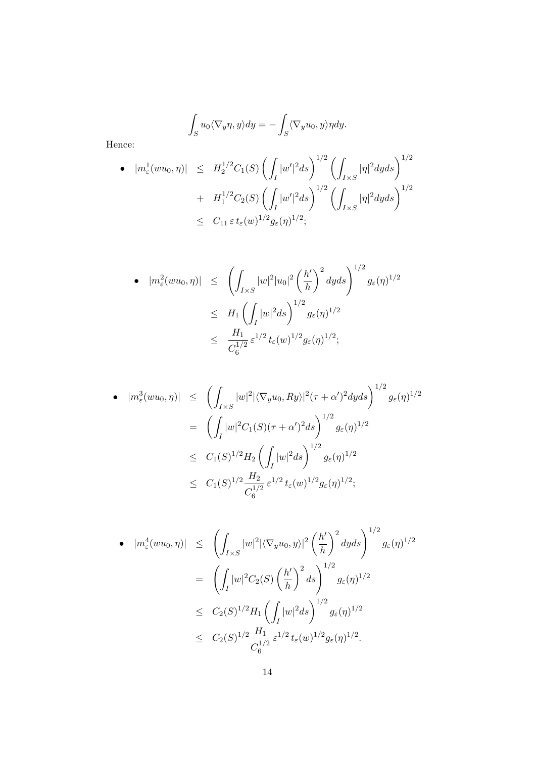$$\int_S u_0 \langle \nabla_y \eta, y \rangle dy = -\int_S \langle \nabla_y u_0, y \rangle \eta dy.$$

Hence:

- $$\begin{aligned} |m_\varepsilon^1(wu_0, \eta)| &\leq H_2^{1/2} C_1(S) \left( \int_I |w'|^2 ds \right)^{1/2} \left( \int_{I \times S} |\eta|^2 dy ds \right)^{1/2} \\ &+ H_1^{1/2} C_2(S) \left( \int_I |w'|^2 ds \right)^{1/2} \left( \int_{I \times S} |\eta|^2 dy ds \right)^{1/2} \\ &\leq C_{11}\, \varepsilon\, t_\varepsilon(w)^{1/2} g_\varepsilon(\eta)^{1/2}; \end{aligned}$$

- $$\begin{aligned} |m_\varepsilon^2(wu_0, \eta)| &\leq \left( \int_{I \times S} |w|^2 |u_0|^2 \left( \frac{h'}{h} \right)^2 dy ds \right)^{1/2} g_\varepsilon(\eta)^{1/2} \\ &\leq H_1 \left( \int_I |w|^2 ds \right)^{1/2} g_\varepsilon(\eta)^{1/2} \\ &\leq \frac{H_1}{C_6^{1/2}}\, \varepsilon^{1/2}\, t_\varepsilon(w)^{1/2} g_\varepsilon(\eta)^{1/2}; \end{aligned}$$

- $$\begin{aligned} |m_\varepsilon^3(wu_0, \eta)| &\leq \left( \int_{I \times S} |w|^2 |\langle \nabla_y u_0, Ry \rangle|^2 (\tau + \alpha')^2 dy ds \right)^{1/2} g_\varepsilon(\eta)^{1/2} \\ &= \left( \int_I |w|^2 C_1(S) (\tau + \alpha')^2 ds \right)^{1/2} g_\varepsilon(\eta)^{1/2} \\ &\leq C_1(S)^{1/2} H_2 \left( \int_I |w|^2 ds \right)^{1/2} g_\varepsilon(\eta)^{1/2} \\ &\leq C_1(S)^{1/2} \frac{H_2}{C_6^{1/2}}\, \varepsilon^{1/2}\, t_\varepsilon(w)^{1/2} g_\varepsilon(\eta)^{1/2}; \end{aligned}$$

- $$\begin{aligned} |m_\varepsilon^4(wu_0, \eta)| &\leq \left( \int_{I \times S} |w|^2 |\langle \nabla_y u_0, y \rangle|^2 \left( \frac{h'}{h} \right)^2 dy ds \right)^{1/2} g_\varepsilon(\eta)^{1/2} \\ &= \left( \int_I |w|^2 C_2(S) \left( \frac{h'}{h} \right)^2 ds \right)^{1/2} g_\varepsilon(\eta)^{1/2} \\ &\leq C_2(S)^{1/2} H_1 \left( \int_I |w|^2 ds \right)^{1/2} g_\varepsilon(\eta)^{1/2} \\ &\leq C_2(S)^{1/2} \frac{H_1}{C_6^{1/2}}\, \varepsilon^{1/2}\, t_\varepsilon(w)^{1/2} g_\varepsilon(\eta)^{1/2}. \end{aligned}$$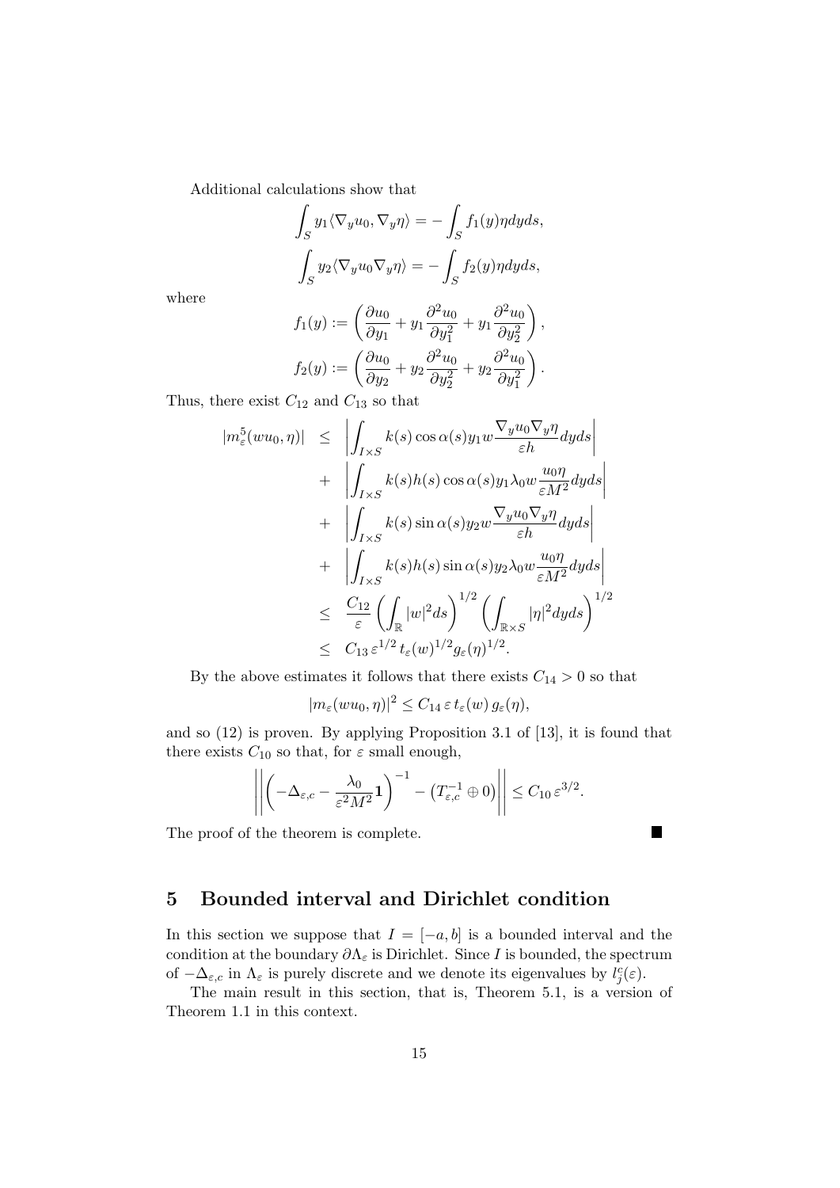Additional calculations show that

$$\int_S y_1 \langle \nabla_y u_0, \nabla_y \eta \rangle = - \int_S f_1(y) \eta dy ds,$$

$$\int_S y_2 \langle \nabla_y u_0 \nabla_y \eta \rangle = - \int_S f_2(y) \eta dy ds,$$

where

$$f_1(y) := \left( \frac{\partial u_0}{\partial y_1} + y_1 \frac{\partial^2 u_0}{\partial y_1^2} + y_1 \frac{\partial^2 u_0}{\partial y_2^2} \right),$$

$$f_2(y) := \left( \frac{\partial u_0}{\partial y_2} + y_2 \frac{\partial^2 u_0}{\partial y_2^2} + y_2 \frac{\partial^2 u_0}{\partial y_1^2} \right).$$

Thus, there exist $C_{12}$ and $C_{13}$ so that

$$\begin{aligned}
|m_\varepsilon^5(wu_0, \eta)| \leq & \left| \int_{I \times S} k(s) \cos \alpha(s) y_1 w \frac{\nabla_y u_0 \nabla_y \eta}{\varepsilon h} dy ds \right| \\
& + \left| \int_{I \times S} k(s) h(s) \cos \alpha(s) y_1 \lambda_0 w \frac{u_0 \eta}{\varepsilon M^2} dy ds \right| \\
& + \left| \int_{I \times S} k(s) \sin \alpha(s) y_2 w \frac{\nabla_y u_0 \nabla_y \eta}{\varepsilon h} dy ds \right| \\
& + \left| \int_{I \times S} k(s) h(s) \sin \alpha(s) y_2 \lambda_0 w \frac{u_0 \eta}{\varepsilon M^2} dy ds \right| \\
\leq & \frac{C_{12}}{\varepsilon} \left( \int_{\mathbb{R}} |w|^2 ds \right)^{1/2} \left( \int_{\mathbb{R} \times S} |\eta|^2 dy ds \right)^{1/2} \\
\leq & C_{13}\, \varepsilon^{1/2}\, t_\varepsilon(w)^{1/2} g_\varepsilon(\eta)^{1/2}.
\end{aligned}$$

By the above estimates it follows that there exists $C_{14} > 0$ so that

$$|m_\varepsilon(wu_0, \eta)|^2 \leq C_{14}\, \varepsilon\, t_\varepsilon(w)\, g_\varepsilon(\eta),$$

and so (12) is proven. By applying Proposition 3.1 of [13], it is found that there exists $C_{10}$ so that, for $\varepsilon$ small enough,

$$\left\| \left( -\Delta_{\varepsilon,c} - \frac{\lambda_0}{\varepsilon^2 M^2} \mathbf{1} \right)^{-1} - \left( T_{\varepsilon,c}^{-1} \oplus 0 \right) \right\| \leq C_{10}\, \varepsilon^{3/2}.$$

The proof of the theorem is complete. ■

## 5 Bounded interval and Dirichlet condition

In this section we suppose that $I = [-a, b]$ is a bounded interval and the condition at the boundary $\partial \Lambda_\varepsilon$ is Dirichlet. Since $I$ is bounded, the spectrum of $-\Delta_{\varepsilon,c}$ in $\Lambda_\varepsilon$ is purely discrete and we denote its eigenvalues by $l_j^c(\varepsilon)$.

The main result in this section, that is, Theorem 5.1, is a version of Theorem 1.1 in this context.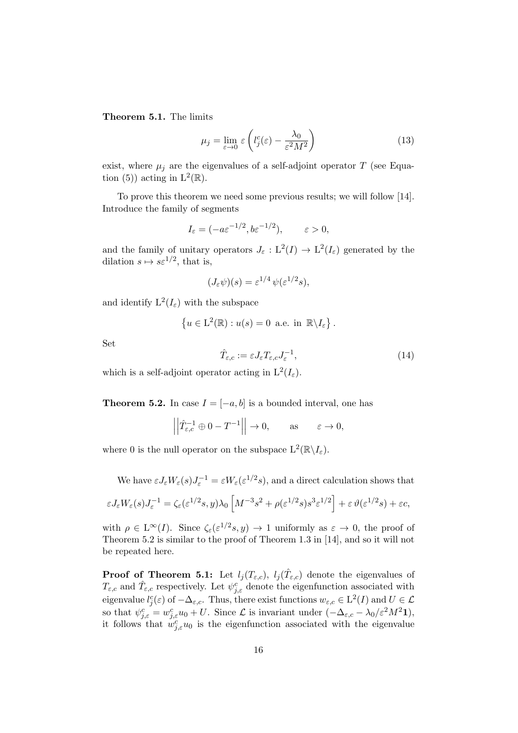**Theorem 5.1.** The limits

$$\mu_j = \lim_{\varepsilon \to 0} \varepsilon \left( l_j^c(\varepsilon) - \frac{\lambda_0}{\varepsilon^2 M^2} \right) \tag{13}$$

exist, where $\mu_j$ are the eigenvalues of a self-adjoint operator $T$ (see Equation (5)) acting in $\mathrm{L}^2(\mathbb{R})$.

To prove this theorem we need some previous results; we will follow [14]. Introduce the family of segments

$$I_\varepsilon = (-a\varepsilon^{-1/2}, b\varepsilon^{-1/2}), \qquad \varepsilon > 0,$$

and the family of unitary operators $J_\varepsilon : \mathrm{L}^2(I) \to \mathrm{L}^2(I_\varepsilon)$ generated by the dilation $s \mapsto s\varepsilon^{1/2}$, that is,

$$(J_\varepsilon \psi)(s) = \varepsilon^{1/4}\, \psi(\varepsilon^{1/2} s),$$

and identify $\mathrm{L}^2(I_\varepsilon)$ with the subspace

$$\left\{ u \in \mathrm{L}^2(\mathbb{R}) : u(s) = 0 \text{ a.e. in } \mathbb{R} \backslash I_\varepsilon \right\}.$$

Set

$$\hat{T}_{\varepsilon,c} := \varepsilon J_\varepsilon T_{\varepsilon,c} J_\varepsilon^{-1}, \tag{14}$$

which is a self-adjoint operator acting in $\mathrm{L}^2(I_\varepsilon)$.

**Theorem 5.2.** In case $I = [-a, b]$ is a bounded interval, one has

$$\left|\left| \hat{T}_{\varepsilon,c}^{-1} \oplus 0 - T^{-1} \right|\right| \to 0, \qquad \text{as} \qquad \varepsilon \to 0,$$

where 0 is the null operator on the subspace $\mathrm{L}^2(\mathbb{R}\backslash I_\varepsilon)$.

We have $\varepsilon J_\varepsilon W_\varepsilon(s) J_\varepsilon^{-1} = \varepsilon W_\varepsilon(\varepsilon^{1/2} s)$, and a direct calculation shows that

$$\varepsilon J_\varepsilon W_\varepsilon(s) J_\varepsilon^{-1} = \zeta_\varepsilon(\varepsilon^{1/2} s, y)\lambda_0 \left[ M^{-3} s^2 + \rho(\varepsilon^{1/2} s) s^3 \varepsilon^{1/2} \right] + \varepsilon\, \vartheta(\varepsilon^{1/2} s) + \varepsilon c,$$

with $\rho \in \mathrm{L}^\infty(I)$. Since $\zeta_\varepsilon(\varepsilon^{1/2} s, y) \to 1$ uniformly as $\varepsilon \to 0$, the proof of Theorem 5.2 is similar to the proof of Theorem 1.3 in [14], and so it will not be repeated here.

**Proof of Theorem 5.1:** Let $l_j(T_{\varepsilon,c})$, $l_j(\hat{T}_{\varepsilon,c})$ denote the eigenvalues of $T_{\varepsilon,c}$ and $\hat{T}_{\varepsilon,c}$ respectively. Let $\psi_{j,\varepsilon}^c$ denote the eigenfunction associated with eigenvalue $l_j^c(\varepsilon)$ of $-\Delta_{\varepsilon,c}$. Thus, there exist functions $w_{\varepsilon,c} \in \mathrm{L}^2(I)$ and $U \in \mathcal{L}$ so that $\psi_{j,\varepsilon}^c = w_{j,\varepsilon}^c u_0 + U$. Since $\mathcal{L}$ is invariant under $(-\Delta_{\varepsilon,c} - \lambda_0/\varepsilon^2 M^2 \mathbf{1})$, it follows that $w_{j,\varepsilon}^c u_0$ is the eigenfunction associated with the eigenvalue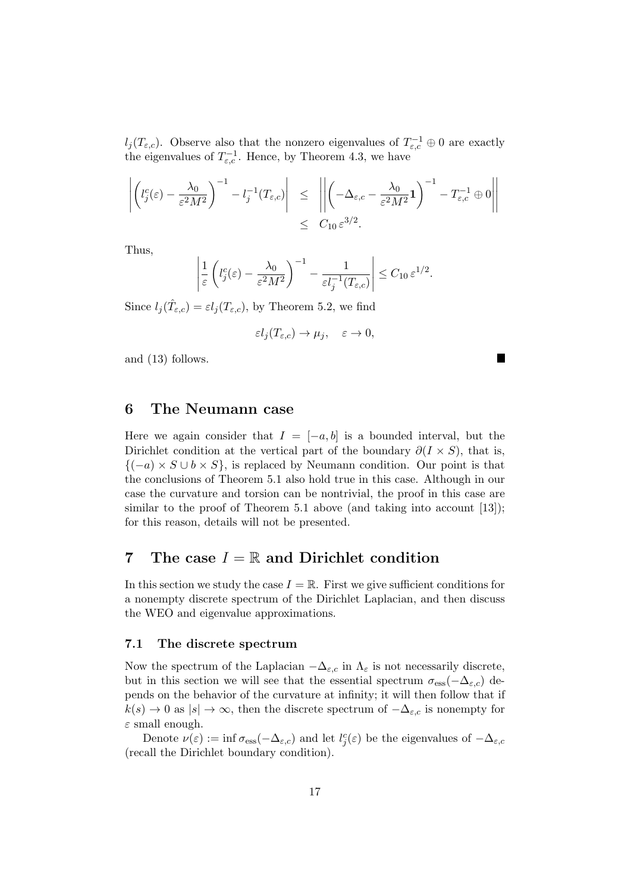$l_j(T_{\varepsilon,c})$. Observe also that the nonzero eigenvalues of $T_{\varepsilon,c}^{-1} \oplus 0$ are exactly the eigenvalues of $T_{\varepsilon,c}^{-1}$. Hence, by Theorem 4.3, we have

$$
\begin{aligned}
\left| \left( l_j^c(\varepsilon) - \frac{\lambda_0}{\varepsilon^2 M^2} \right)^{-1} - l_j^{-1}(T_{\varepsilon,c}) \right| &\leq \left\| \left( -\Delta_{\varepsilon,c} - \frac{\lambda_0}{\varepsilon^2 M^2} \mathbf{1} \right)^{-1} - T_{\varepsilon,c}^{-1} \oplus 0 \right\| \\
&\leq C_{10}\, \varepsilon^{3/2}.
\end{aligned}
$$

Thus,

$$
\left| \frac{1}{\varepsilon} \left( l_j^c(\varepsilon) - \frac{\lambda_0}{\varepsilon^2 M^2} \right)^{-1} - \frac{1}{\varepsilon l_j^{-1}(T_{\varepsilon,c})} \right| \leq C_{10}\, \varepsilon^{1/2}.
$$

Since $l_j(\hat{T}_{\varepsilon,c}) = \varepsilon l_j(T_{\varepsilon,c})$, by Theorem 5.2, we find

$$
\varepsilon l_j(T_{\varepsilon,c}) \to \mu_j, \quad \varepsilon \to 0,
$$

and (13) follows. ■

## 6 The Neumann case

Here we again consider that $I = [-a, b]$ is a bounded interval, but the Dirichlet condition at the vertical part of the boundary $\partial(I \times S)$, that is, $\{(-a) \times S \cup b \times S\}$, is replaced by Neumann condition. Our point is that the conclusions of Theorem 5.1 also hold true in this case. Although in our case the curvature and torsion can be nontrivial, the proof in this case are similar to the proof of Theorem 5.1 above (and taking into account [13]); for this reason, details will not be presented.

## 7 The case $I = \mathbb{R}$ and Dirichlet condition

In this section we study the case $I = \mathbb{R}$. First we give sufficient conditions for a nonempty discrete spectrum of the Dirichlet Laplacian, and then discuss the WEO and eigenvalue approximations.

### 7.1 The discrete spectrum

Now the spectrum of the Laplacian $-\Delta_{\varepsilon,c}$ in $\Lambda_\varepsilon$ is not necessarily discrete, but in this section we will see that the essential spectrum $\sigma_{\mathrm{ess}}(-\Delta_{\varepsilon,c})$ depends on the behavior of the curvature at infinity; it will then follow that if $k(s) \to 0$ as $|s| \to \infty$, then the discrete spectrum of $-\Delta_{\varepsilon,c}$ is nonempty for $\varepsilon$ small enough.

Denote $\nu(\varepsilon) := \inf \sigma_{\mathrm{ess}}(-\Delta_{\varepsilon,c})$ and let $l_j^c(\varepsilon)$ be the eigenvalues of $-\Delta_{\varepsilon,c}$ (recall the Dirichlet boundary condition).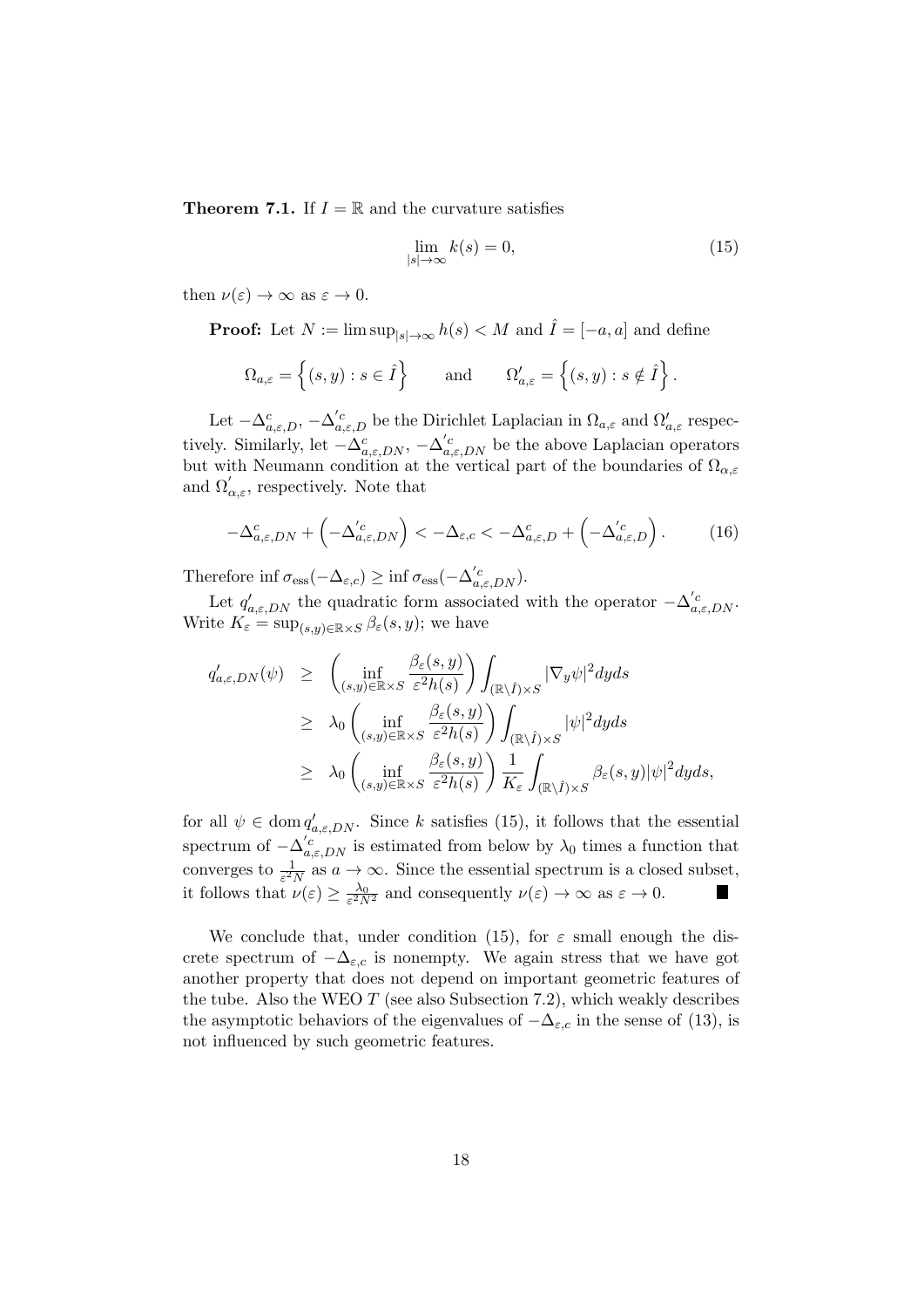**Theorem 7.1.** If $I = \mathbb{R}$ and the curvature satisfies

$$\lim_{|s|\to\infty} k(s) = 0, \tag{15}$$

then $\nu(\varepsilon) \to \infty$ as $\varepsilon \to 0$.

**Proof:** Let $N := \limsup_{|s|\to\infty} h(s) < M$ and $\hat{I} = [-a, a]$ and define

$$\Omega_{a,\varepsilon} = \left\{(s,y) : s \in \hat{I}\right\} \qquad \text{and} \qquad \Omega'_{a,\varepsilon} = \left\{(s,y) : s \notin \hat{I}\right\}.$$

Let $-\Delta^c_{a,\varepsilon,D}$, $-\Delta'^c_{a,\varepsilon,D}$ be the Dirichlet Laplacian in $\Omega_{a,\varepsilon}$ and $\Omega'_{a,\varepsilon}$ respectively. Similarly, let $-\Delta^c_{a,\varepsilon,DN}$, $-\Delta'^c_{a,\varepsilon,DN}$ be the above Laplacian operators but with Neumann condition at the vertical part of the boundaries of $\Omega_{\alpha,\varepsilon}$ and $\Omega'_{\alpha,\varepsilon}$, respectively. Note that

$$-\Delta^c_{a,\varepsilon,DN} + \left(-\Delta'^c_{a,\varepsilon,DN}\right) < -\Delta_{\varepsilon,c} < -\Delta^c_{a,\varepsilon,D} + \left(-\Delta'^c_{a,\varepsilon,D}\right). \tag{16}$$

Therefore $\inf \sigma_{\mathrm{ess}}(-\Delta_{\varepsilon,c}) \geq \inf \sigma_{\mathrm{ess}}(-\Delta'^c_{a,\varepsilon,DN})$.

Let $q'_{a,\varepsilon,DN}$ the quadratic form associated with the operator $-\Delta'^c_{a,\varepsilon,DN}$. Write $K_\varepsilon = \sup_{(s,y)\in\mathbb{R}\times S} \beta_\varepsilon(s,y)$; we have

$$\begin{aligned}
q'_{a,\varepsilon,DN}(\psi) &\geq \left(\inf_{(s,y)\in\mathbb{R}\times S} \frac{\beta_\varepsilon(s,y)}{\varepsilon^2 h(s)}\right) \int_{(\mathbb{R}\setminus\hat{I})\times S} |\nabla_y \psi|^2 dy ds \\
&\geq \lambda_0 \left(\inf_{(s,y)\in\mathbb{R}\times S} \frac{\beta_\varepsilon(s,y)}{\varepsilon^2 h(s)}\right) \int_{(\mathbb{R}\setminus\hat{I})\times S} |\psi|^2 dy ds \\
&\geq \lambda_0 \left(\inf_{(s,y)\in\mathbb{R}\times S} \frac{\beta_\varepsilon(s,y)}{\varepsilon^2 h(s)}\right) \frac{1}{K_\varepsilon} \int_{(\mathbb{R}\setminus\hat{I})\times S} \beta_\varepsilon(s,y) |\psi|^2 dy ds,
\end{aligned}$$

for all $\psi \in \operatorname{dom} q'_{a,\varepsilon,DN}$. Since $k$ satisfies (15), it follows that the essential spectrum of $-\Delta'^c_{a,\varepsilon,DN}$ is estimated from below by $\lambda_0$ times a function that converges to $\frac{1}{\varepsilon^2 N}$ as $a \to \infty$. Since the essential spectrum is a closed subset, it follows that $\nu(\varepsilon) \geq \frac{\lambda_0}{\varepsilon^2 N^2}$ and consequently $\nu(\varepsilon) \to \infty$ as $\varepsilon \to 0$. ■

We conclude that, under condition (15), for $\varepsilon$ small enough the discrete spectrum of $-\Delta_{\varepsilon,c}$ is nonempty. We again stress that we have got another property that does not depend on important geometric features of the tube. Also the WEO $T$ (see also Subsection 7.2), which weakly describes the asymptotic behaviors of the eigenvalues of $-\Delta_{\varepsilon,c}$ in the sense of (13), is not influenced by such geometric features.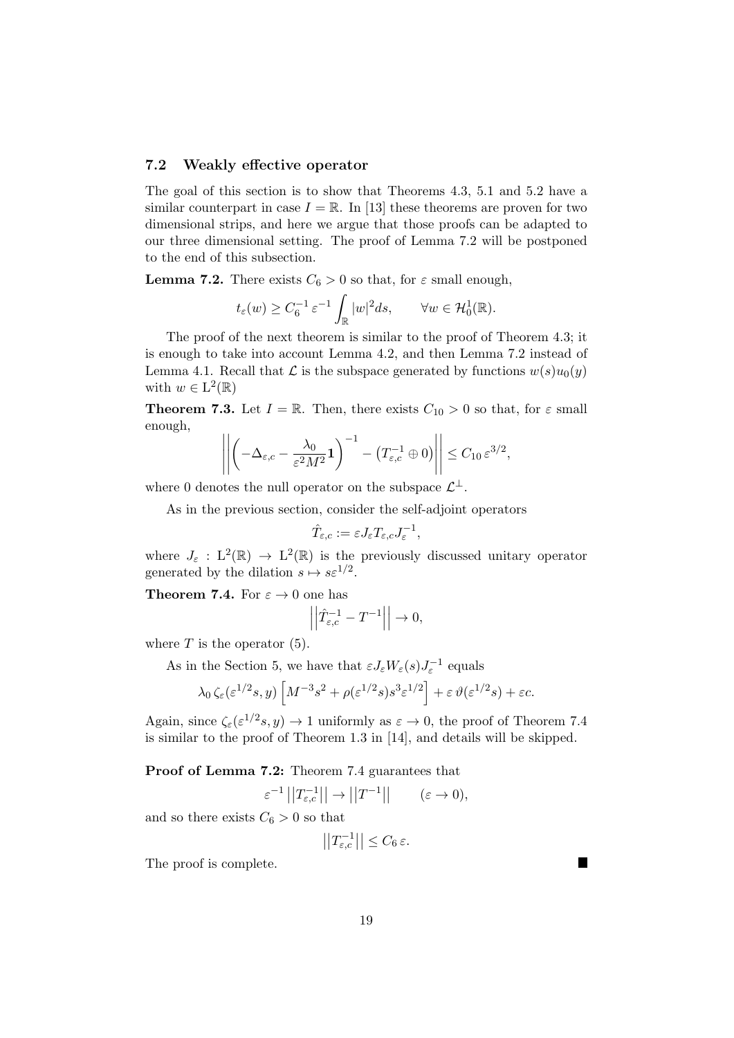### 7.2 Weakly effective operator

The goal of this section is to show that Theorems 4.3, 5.1 and 5.2 have a similar counterpart in case $I = \mathbb{R}$. In [13] these theorems are proven for two dimensional strips, and here we argue that those proofs can be adapted to our three dimensional setting. The proof of Lemma 7.2 will be postponed to the end of this subsection.

**Lemma 7.2.** *There exists $C_6 > 0$ so that, for $\varepsilon$ small enough,*

$$t_\varepsilon(w) \geq C_6^{-1}\, \varepsilon^{-1} \int_{\mathbb{R}} |w|^2 ds, \qquad \forall w \in \mathcal{H}_0^1(\mathbb{R}).$$

The proof of the next theorem is similar to the proof of Theorem 4.3; it is enough to take into account Lemma 4.2, and then Lemma 7.2 instead of Lemma 4.1. Recall that $\mathcal{L}$ is the subspace generated by functions $w(s)u_0(y)$ with $w \in \mathrm{L}^2(\mathbb{R})$

**Theorem 7.3.** *Let $I = \mathbb{R}$. Then, there exists $C_{10} > 0$ so that, for $\varepsilon$ small enough,*

$$\left|\left| \left( -\Delta_{\varepsilon,c} - \frac{\lambda_0}{\varepsilon^2 M^2}\mathbf{1} \right)^{-1} - \left( T_{\varepsilon,c}^{-1} \oplus 0 \right) \right|\right| \leq C_{10}\, \varepsilon^{3/2},$$

*where 0 denotes the null operator on the subspace $\mathcal{L}^\perp$.*

As in the previous section, consider the self-adjoint operators

$$\hat{T}_{\varepsilon,c} := \varepsilon J_\varepsilon T_{\varepsilon,c} J_\varepsilon^{-1},$$

where $J_\varepsilon : \mathrm{L}^2(\mathbb{R}) \to \mathrm{L}^2(\mathbb{R})$ is the previously discussed unitary operator generated by the dilation $s \mapsto s\varepsilon^{1/2}$.

**Theorem 7.4.** *For $\varepsilon \to 0$ one has*

$$\left|\left| \hat{T}_{\varepsilon,c}^{-1} - T^{-1} \right|\right| \to 0,$$

*where $T$ is the operator (5).*

As in the Section 5, we have that $\varepsilon J_\varepsilon W_\varepsilon(s) J_\varepsilon^{-1}$ equals

$$\lambda_0\, \zeta_\varepsilon(\varepsilon^{1/2}s, y) \left[ M^{-3}s^2 + \rho(\varepsilon^{1/2}s)s^3\varepsilon^{1/2} \right] + \varepsilon\, \vartheta(\varepsilon^{1/2}s) + \varepsilon c.$$

Again, since $\zeta_\varepsilon(\varepsilon^{1/2}s, y) \to 1$ uniformly as $\varepsilon \to 0$, the proof of Theorem 7.4 is similar to the proof of Theorem 1.3 in [14], and details will be skipped.

**Proof of Lemma 7.2:** Theorem 7.4 guarantees that

$$\varepsilon^{-1} \left|\left| T_{\varepsilon,c}^{-1} \right|\right| \to \left|\left| T^{-1} \right|\right| \qquad (\varepsilon \to 0),$$

and so there exists $C_6 > 0$ so that

$$\left|\left| T_{\varepsilon,c}^{-1} \right|\right| \leq C_6\, \varepsilon.$$

The proof is complete. ∎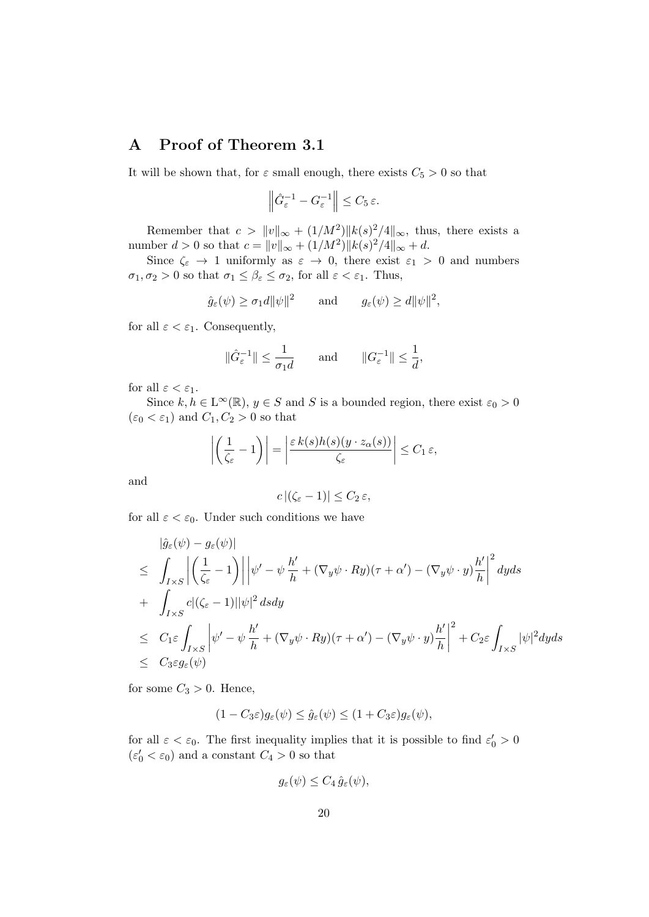## A Proof of Theorem 3.1

It will be shown that, for $\varepsilon$ small enough, there exists $C_5 > 0$ so that

$$\left\| \hat{G}_\varepsilon^{-1} - G_\varepsilon^{-1} \right\| \leq C_5 \, \varepsilon.$$

Remember that $c > \|v\|_\infty + (1/M^2)\|k(s)^2/4\|_\infty$, thus, there exists a number $d > 0$ so that $c = \|v\|_\infty + (1/M^2)\|k(s)^2/4\|_\infty + d$.

Since $\zeta_\varepsilon \to 1$ uniformly as $\varepsilon \to 0$, there exist $\varepsilon_1 > 0$ and numbers $\sigma_1, \sigma_2 > 0$ so that $\sigma_1 \leq \beta_\varepsilon \leq \sigma_2$, for all $\varepsilon < \varepsilon_1$. Thus,

$$\hat{g}_\varepsilon(\psi) \geq \sigma_1 d \|\psi\|^2 \qquad \text{and} \qquad g_\varepsilon(\psi) \geq d\|\psi\|^2,$$

for all $\varepsilon < \varepsilon_1$. Consequently,

$$\|\hat{G}_\varepsilon^{-1}\| \leq \frac{1}{\sigma_1 d} \qquad \text{and} \qquad \|G_\varepsilon^{-1}\| \leq \frac{1}{d},$$

for all $\varepsilon < \varepsilon_1$.

Since $k, h \in \mathrm{L}^\infty(\mathbb{R})$, $y \in S$ and $S$ is a bounded region, there exist $\varepsilon_0 > 0$ ($\varepsilon_0 < \varepsilon_1$) and $C_1, C_2 > 0$ so that

$$\left| \left( \frac{1}{\zeta_\varepsilon} - 1 \right) \right| = \left| \frac{\varepsilon \, k(s) h(s) (y \cdot z_\alpha(s))}{\zeta_\varepsilon} \right| \leq C_1 \, \varepsilon,$$

and

$$c \, |(\zeta_\varepsilon - 1)| \leq C_2 \, \varepsilon,$$

for all $\varepsilon < \varepsilon_0$. Under such conditions we have

$$\begin{aligned}
& |\hat{g}_\varepsilon(\psi) - g_\varepsilon(\psi)| \\
\leq \; & \int_{I \times S} \left| \left( \frac{1}{\zeta_\varepsilon} - 1 \right) \right| \left| \psi' - \psi \, \frac{h'}{h} + (\nabla_y \psi \cdot Ry)(\tau + \alpha') - (\nabla_y \psi \cdot y) \frac{h'}{h} \right|^2 dy ds \\
+ \; & \int_{I \times S} c |(\zeta_\varepsilon - 1)| |\psi|^2 \, ds dy \\
\leq \; & C_1 \varepsilon \int_{I \times S} \left| \psi' - \psi \, \frac{h'}{h} + (\nabla_y \psi \cdot Ry)(\tau + \alpha') - (\nabla_y \psi \cdot y) \frac{h'}{h} \right|^2 + C_2 \varepsilon \int_{I \times S} |\psi|^2 dy ds \\
\leq \; & C_3 \varepsilon g_\varepsilon(\psi)
\end{aligned}$$

for some $C_3 > 0$. Hence,

$$(1 - C_3 \varepsilon) g_\varepsilon(\psi) \leq \hat{g}_\varepsilon(\psi) \leq (1 + C_3 \varepsilon) g_\varepsilon(\psi),$$

for all $\varepsilon < \varepsilon_0$. The first inequality implies that it is possible to find $\varepsilon_0' > 0$ ($\varepsilon_0' < \varepsilon_0$) and a constant $C_4 > 0$ so that

$$g_\varepsilon(\psi) \leq C_4 \, \hat{g}_\varepsilon(\psi),$$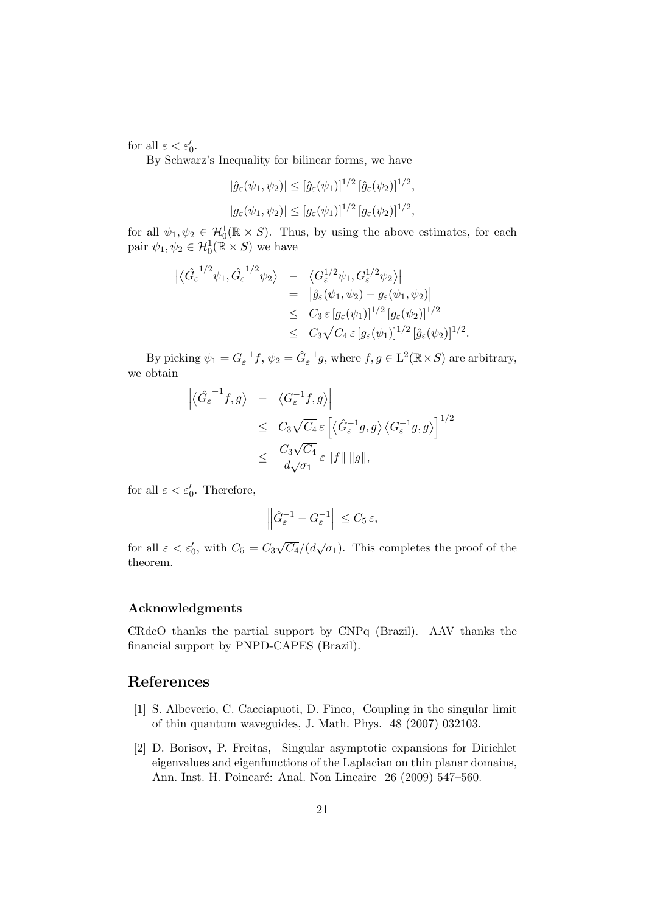for all $\varepsilon < \varepsilon_0'$.

By Schwarz's Inequality for bilinear forms, we have

$$|\hat{g}_\varepsilon(\psi_1, \psi_2)| \leq [\hat{g}_\varepsilon(\psi_1)]^{1/2} \, [\hat{g}_\varepsilon(\psi_2)]^{1/2},$$

$$|g_\varepsilon(\psi_1, \psi_2)| \leq [g_\varepsilon(\psi_1)]^{1/2} \, [g_\varepsilon(\psi_2)]^{1/2},$$

for all $\psi_1, \psi_2 \in \mathcal{H}_0^1(\mathbb{R} \times S)$. Thus, by using the above estimates, for each pair $\psi_1, \psi_2 \in \mathcal{H}_0^1(\mathbb{R} \times S)$ we have

$$\begin{aligned}
\left|\left\langle \hat{G_\varepsilon}^{1/2}\psi_1, \hat{G_\varepsilon}^{1/2}\psi_2 \right\rangle \right. &- \left. \left\langle G_\varepsilon^{1/2}\psi_1, G_\varepsilon^{1/2}\psi_2 \right\rangle \right| \\
&= \left|\hat{g}_\varepsilon(\psi_1, \psi_2) - g_\varepsilon(\psi_1, \psi_2)\right| \\
&\leq C_3 \, \varepsilon \, [g_\varepsilon(\psi_1)]^{1/2} \, [g_\varepsilon(\psi_2)]^{1/2} \\
&\leq C_3 \sqrt{C_4} \, \varepsilon \, [g_\varepsilon(\psi_1)]^{1/2} \, [\hat{g}_\varepsilon(\psi_2)]^{1/2}.
\end{aligned}$$

By picking $\psi_1 = G_\varepsilon^{-1} f$, $\psi_2 = \hat{G}_\varepsilon^{-1} g$, where $f, g \in \mathrm{L}^2(\mathbb{R} \times S)$ are arbitrary, we obtain

$$\begin{aligned}
\left|\left\langle \hat{G_\varepsilon}^{-1} f, g \right\rangle \right. &- \left. \left\langle G_\varepsilon^{-1} f, g \right\rangle \right| \\
&\leq C_3 \sqrt{C_4} \, \varepsilon \left[ \left\langle \hat{G}_\varepsilon^{-1} g, g \right\rangle \left\langle G_\varepsilon^{-1} g, g \right\rangle \right]^{1/2} \\
&\leq \frac{C_3 \sqrt{C_4}}{d\sqrt{\sigma_1}} \, \varepsilon \, \|f\| \, \|g\|,
\end{aligned}$$

for all $\varepsilon < \varepsilon_0'$. Therefore,

$$\left\| \hat{G}_\varepsilon^{-1} - G_\varepsilon^{-1} \right\| \leq C_5 \, \varepsilon,$$

for all $\varepsilon < \varepsilon_0'$, with $C_5 = C_3 \sqrt{C_4}/(d\sqrt{\sigma_1})$. This completes the proof of the theorem.

### Acknowledgments

CRdeO thanks the partial support by CNPq (Brazil). AAV thanks the financial support by PNPD-CAPES (Brazil).

## References

[1] S. Albeverio, C. Cacciapuoti, D. Finco, Coupling in the singular limit of thin quantum waveguides, J. Math. Phys. 48 (2007) 032103.

[2] D. Borisov, P. Freitas, Singular asymptotic expansions for Dirichlet eigenvalues and eigenfunctions of the Laplacian on thin planar domains, Ann. Inst. H. Poincaré: Anal. Non Lineaire 26 (2009) 547–560.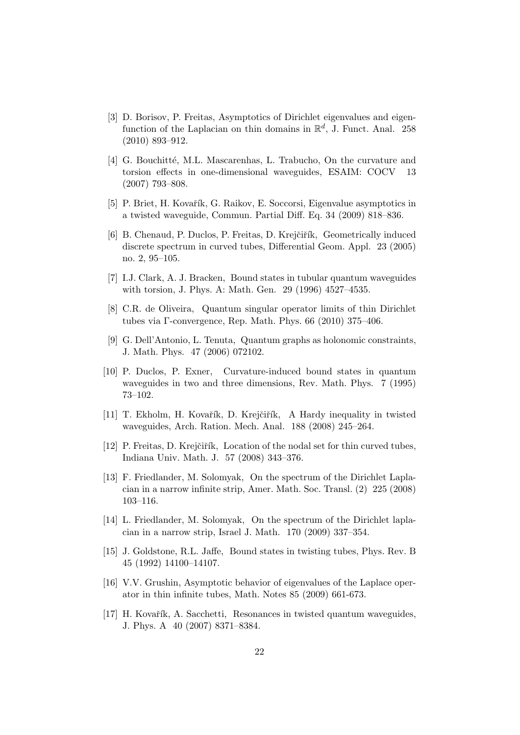[3] D. Borisov, P. Freitas, Asymptotics of Dirichlet eigenvalues and eigenfunction of the Laplacian on thin domains in $\mathbb{R}^d$, J. Funct. Anal. 258 (2010) 893–912.

[4] G. Bouchitté, M.L. Mascarenhas, L. Trabucho, On the curvature and torsion effects in one-dimensional waveguides, ESAIM: COCV 13 (2007) 793–808.

[5] P. Briet, H. Kovařík, G. Raikov, E. Soccorsi, Eigenvalue asymptotics in a twisted waveguide, Commun. Partial Diff. Eq. 34 (2009) 818–836.

[6] B. Chenaud, P. Duclos, P. Freitas, D. Krejčiřík, Geometrically induced discrete spectrum in curved tubes, Differential Geom. Appl. 23 (2005) no. 2, 95–105.

[7] I.J. Clark, A. J. Bracken, Bound states in tubular quantum waveguides with torsion, J. Phys. A: Math. Gen. 29 (1996) 4527–4535.

[8] C.R. de Oliveira, Quantum singular operator limits of thin Dirichlet tubes via Γ-convergence, Rep. Math. Phys. 66 (2010) 375–406.

[9] G. Dell'Antonio, L. Tenuta, Quantum graphs as holonomic constraints, J. Math. Phys. 47 (2006) 072102.

[10] P. Duclos, P. Exner, Curvature-induced bound states in quantum waveguides in two and three dimensions, Rev. Math. Phys. 7 (1995) 73–102.

[11] T. Ekholm, H. Kovařík, D. Krejčiřík, A Hardy inequality in twisted waveguides, Arch. Ration. Mech. Anal. 188 (2008) 245–264.

[12] P. Freitas, D. Krejčiřík, Location of the nodal set for thin curved tubes, Indiana Univ. Math. J. 57 (2008) 343–376.

[13] F. Friedlander, M. Solomyak, On the spectrum of the Dirichlet Laplacian in a narrow infinite strip, Amer. Math. Soc. Transl. (2) 225 (2008) 103–116.

[14] L. Friedlander, M. Solomyak, On the spectrum of the Dirichlet laplacian in a narrow strip, Israel J. Math. 170 (2009) 337–354.

[15] J. Goldstone, R.L. Jaffe, Bound states in twisting tubes, Phys. Rev. B 45 (1992) 14100–14107.

[16] V.V. Grushin, Asymptotic behavior of eigenvalues of the Laplace operator in thin infinite tubes, Math. Notes 85 (2009) 661-673.

[17] H. Kovařík, A. Sacchetti, Resonances in twisted quantum waveguides, J. Phys. A 40 (2007) 8371–8384.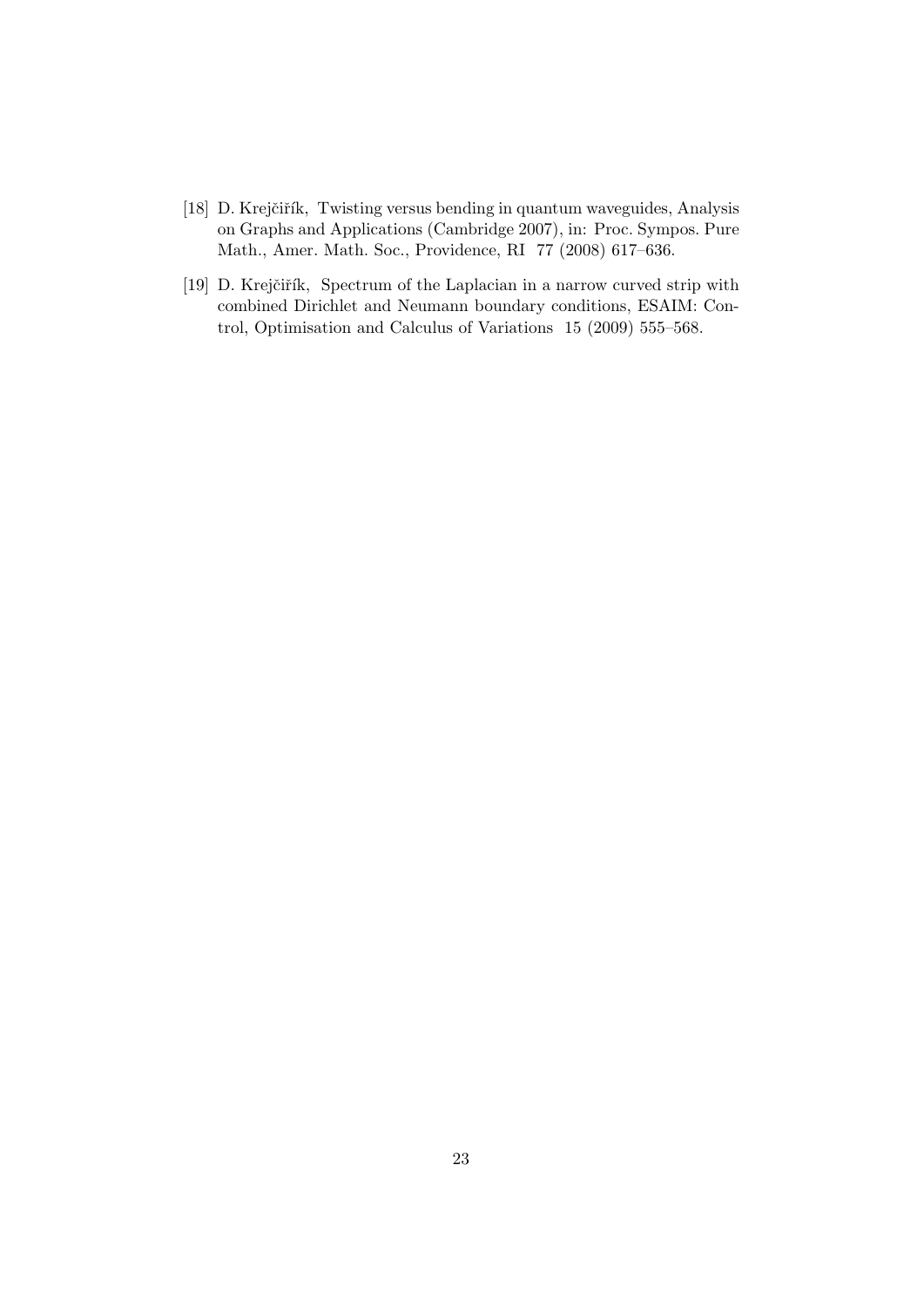[18] D. Krejčiřík, Twisting versus bending in quantum waveguides, Analysis on Graphs and Applications (Cambridge 2007), in: Proc. Sympos. Pure Math., Amer. Math. Soc., Providence, RI 77 (2008) 617–636.

[19] D. Krejčiřík, Spectrum of the Laplacian in a narrow curved strip with combined Dirichlet and Neumann boundary conditions, ESAIM: Control, Optimisation and Calculus of Variations 15 (2009) 555–568.